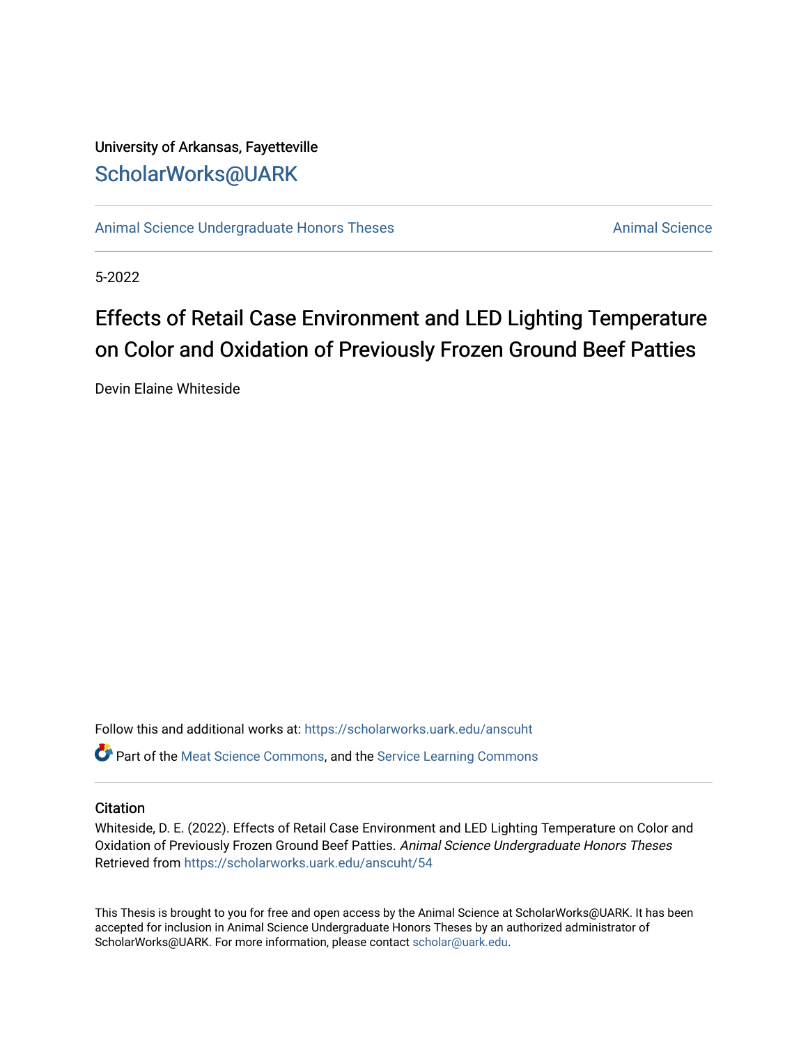University of Arkansas, Fayetteville

ScholarWorks@UARK

Animal Science Undergraduate Honors Theses

Animal Science

5-2022

# Effects of Retail Case Environment and LED Lighting Temperature on Color and Oxidation of Previously Frozen Ground Beef Patties

Devin Elaine Whiteside

Follow this and additional works at: https://scholarworks.uark.edu/anscuht

Part of the Meat Science Commons, and the Service Learning Commons

## Citation

Whiteside, D. E. (2022). Effects of Retail Case Environment and LED Lighting Temperature on Color and Oxidation of Previously Frozen Ground Beef Patties. *Animal Science Undergraduate Honors Theses* Retrieved from https://scholarworks.uark.edu/anscuht/54

This Thesis is brought to you for free and open access by the Animal Science at ScholarWorks@UARK. It has been accepted for inclusion in Animal Science Undergraduate Honors Theses by an authorized administrator of ScholarWorks@UARK. For more information, please contact scholar@uark.edu.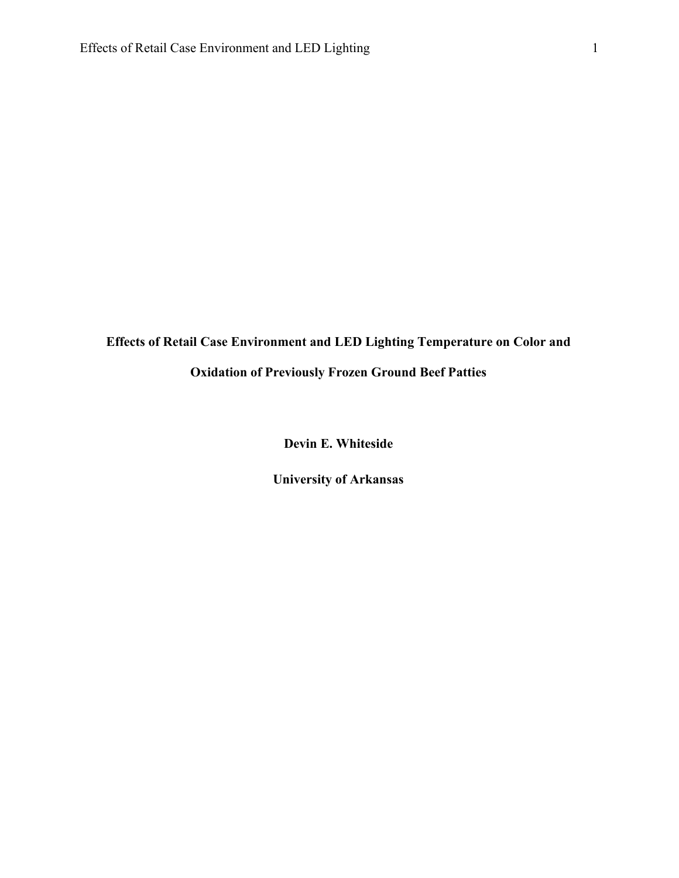# Effects of Retail Case Environment and LED Lighting Temperature on Color and Oxidation of Previously Frozen Ground Beef Patties

**Devin E. Whiteside**

**University of Arkansas**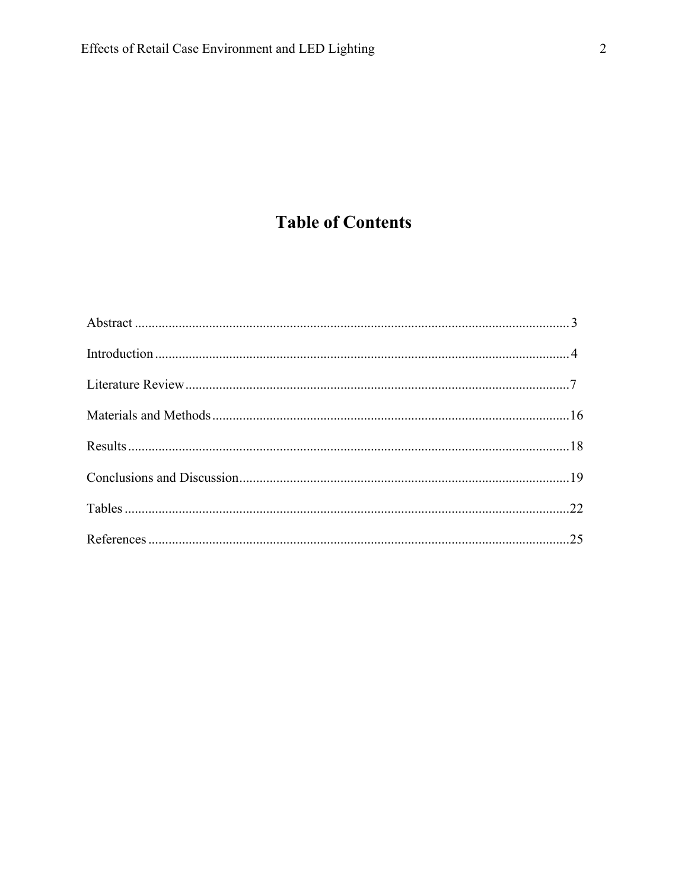# Table of Contents

Abstract ................................................................................................................................ 3

Introduction .......................................................................................................................... 4

Literature Review .................................................................................................................. 7

Materials and Methods ......................................................................................................... 16

Results .................................................................................................................................. 18

Conclusions and Discussion ................................................................................................. 19

Tables ................................................................................................................................... 22

References ............................................................................................................................ 25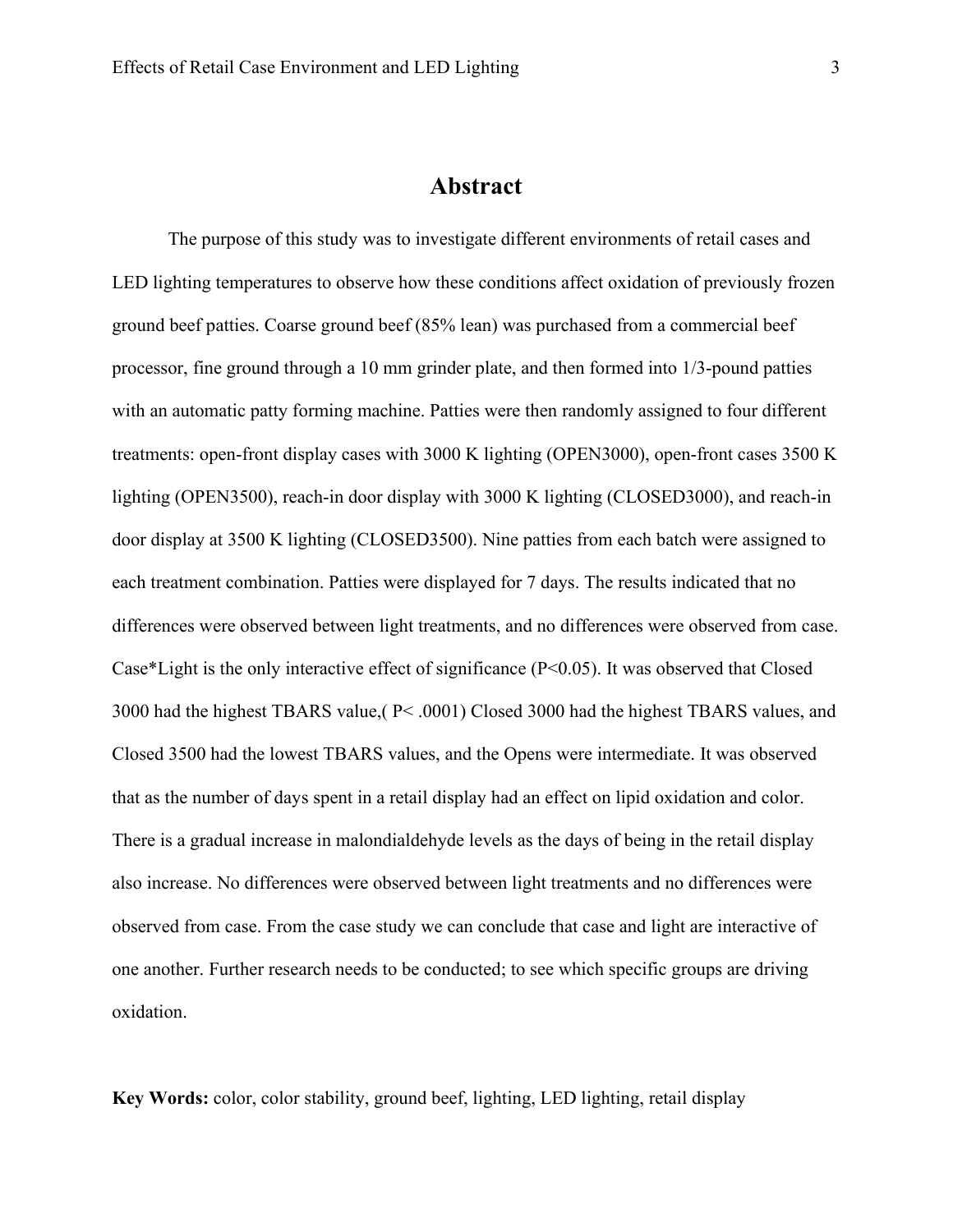# Abstract

The purpose of this study was to investigate different environments of retail cases and LED lighting temperatures to observe how these conditions affect oxidation of previously frozen ground beef patties. Coarse ground beef (85% lean) was purchased from a commercial beef processor, fine ground through a 10 mm grinder plate, and then formed into 1/3-pound patties with an automatic patty forming machine. Patties were then randomly assigned to four different treatments: open-front display cases with 3000 K lighting (OPEN3000), open-front cases 3500 K lighting (OPEN3500), reach-in door display with 3000 K lighting (CLOSED3000), and reach-in door display at 3500 K lighting (CLOSED3500). Nine patties from each batch were assigned to each treatment combination. Patties were displayed for 7 days. The results indicated that no differences were observed between light treatments, and no differences were observed from case. Case*Light is the only interactive effect of significance ($P<0.05$). It was observed that Closed 3000 had the highest TBARS value,( $P< .0001$) Closed 3000 had the highest TBARS values, and Closed 3500 had the lowest TBARS values, and the Opens were intermediate. It was observed that as the number of days spent in a retail display had an effect on lipid oxidation and color. There is a gradual increase in malondialdehyde levels as the days of being in the retail display also increase. No differences were observed between light treatments and no differences were observed from case. From the case study we can conclude that case and light are interactive of one another. Further research needs to be conducted; to see which specific groups are driving oxidation.

**Key Words:** color, color stability, ground beef, lighting, LED lighting, retail display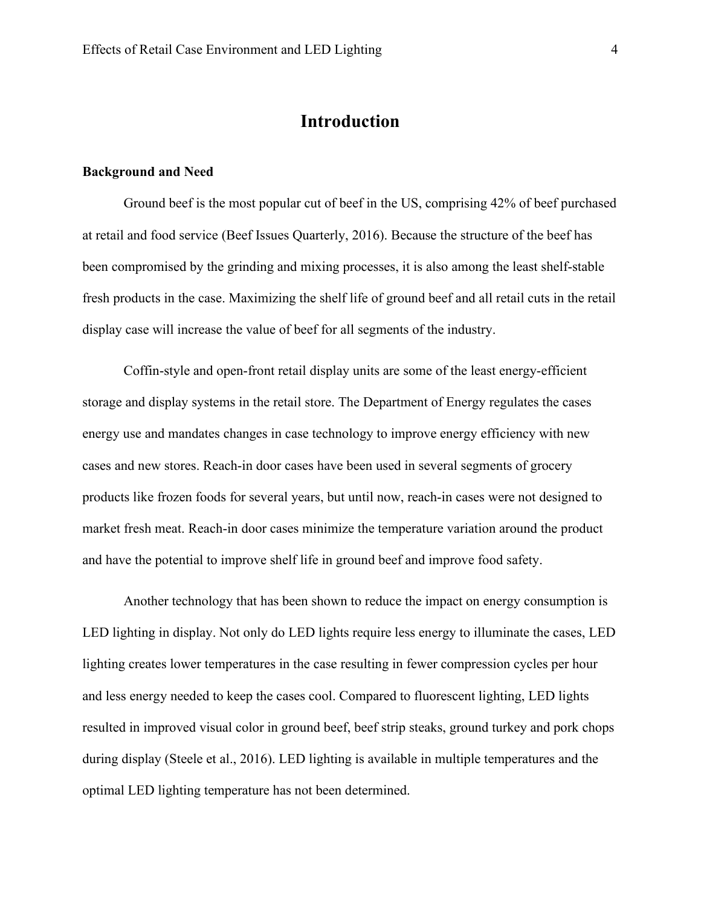# Introduction

## Background and Need

Ground beef is the most popular cut of beef in the US, comprising 42% of beef purchased at retail and food service (Beef Issues Quarterly, 2016). Because the structure of the beef has been compromised by the grinding and mixing processes, it is also among the least shelf-stable fresh products in the case. Maximizing the shelf life of ground beef and all retail cuts in the retail display case will increase the value of beef for all segments of the industry.

Coffin-style and open-front retail display units are some of the least energy-efficient storage and display systems in the retail store. The Department of Energy regulates the cases energy use and mandates changes in case technology to improve energy efficiency with new cases and new stores. Reach-in door cases have been used in several segments of grocery products like frozen foods for several years, but until now, reach-in cases were not designed to market fresh meat. Reach-in door cases minimize the temperature variation around the product and have the potential to improve shelf life in ground beef and improve food safety.

Another technology that has been shown to reduce the impact on energy consumption is LED lighting in display. Not only do LED lights require less energy to illuminate the cases, LED lighting creates lower temperatures in the case resulting in fewer compression cycles per hour and less energy needed to keep the cases cool. Compared to fluorescent lighting, LED lights resulted in improved visual color in ground beef, beef strip steaks, ground turkey and pork chops during display (Steele et al., 2016). LED lighting is available in multiple temperatures and the optimal LED lighting temperature has not been determined.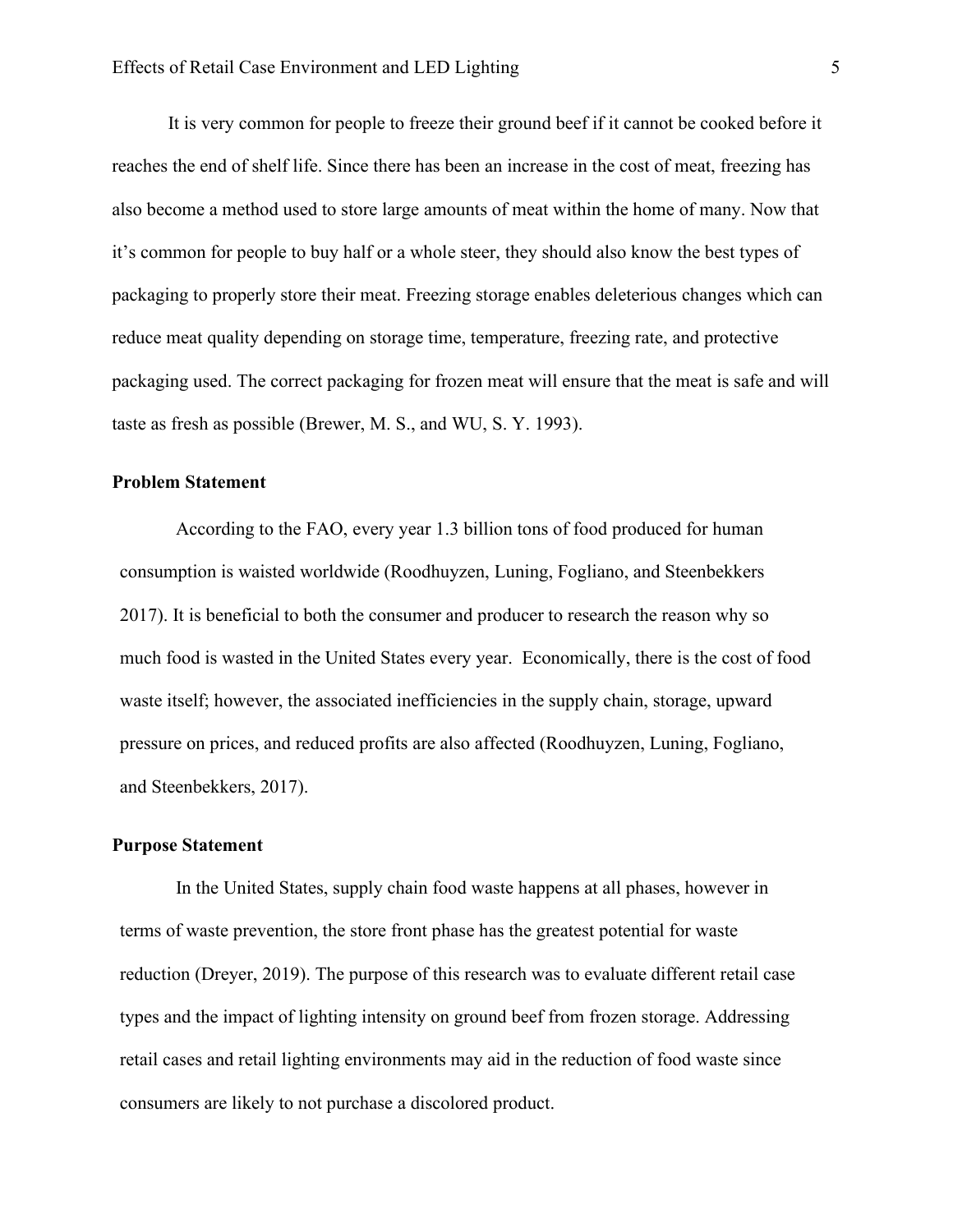It is very common for people to freeze their ground beef if it cannot be cooked before it reaches the end of shelf life. Since there has been an increase in the cost of meat, freezing has also become a method used to store large amounts of meat within the home of many. Now that it's common for people to buy half or a whole steer, they should also know the best types of packaging to properly store their meat. Freezing storage enables deleterious changes which can reduce meat quality depending on storage time, temperature, freezing rate, and protective packaging used. The correct packaging for frozen meat will ensure that the meat is safe and will taste as fresh as possible (Brewer, M. S., and WU, S. Y. 1993).

**Problem Statement**

According to the FAO, every year 1.3 billion tons of food produced for human consumption is waisted worldwide (Roodhuyzen, Luning, Fogliano, and Steenbekkers 2017). It is beneficial to both the consumer and producer to research the reason why so much food is wasted in the United States every year. Economically, there is the cost of food waste itself; however, the associated inefficiencies in the supply chain, storage, upward pressure on prices, and reduced profits are also affected (Roodhuyzen, Luning, Fogliano, and Steenbekkers, 2017).

**Purpose Statement**

In the United States, supply chain food waste happens at all phases, however in terms of waste prevention, the store front phase has the greatest potential for waste reduction (Dreyer, 2019). The purpose of this research was to evaluate different retail case types and the impact of lighting intensity on ground beef from frozen storage. Addressing retail cases and retail lighting environments may aid in the reduction of food waste since consumers are likely to not purchase a discolored product.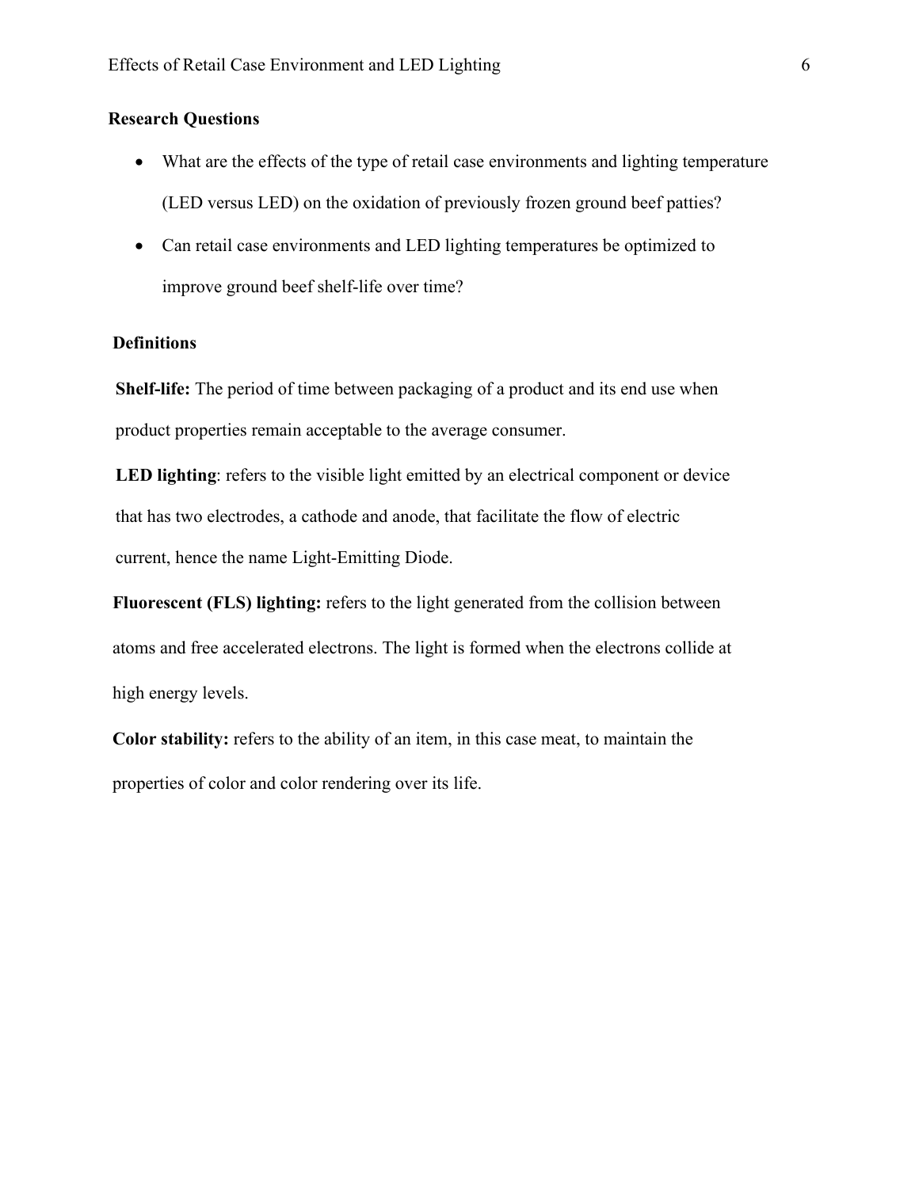## Research Questions

- What are the effects of the type of retail case environments and lighting temperature (LED versus LED) on the oxidation of previously frozen ground beef patties?
- Can retail case environments and LED lighting temperatures be optimized to improve ground beef shelf-life over time?

## Definitions

**Shelf-life:** The period of time between packaging of a product and its end use when product properties remain acceptable to the average consumer.

**LED lighting**: refers to the visible light emitted by an electrical component or device that has two electrodes, a cathode and anode, that facilitate the flow of electric current, hence the name Light-Emitting Diode.

**Fluorescent (FLS) lighting:** refers to the light generated from the collision between atoms and free accelerated electrons. The light is formed when the electrons collide at high energy levels.

**Color stability:** refers to the ability of an item, in this case meat, to maintain the properties of color and color rendering over its life.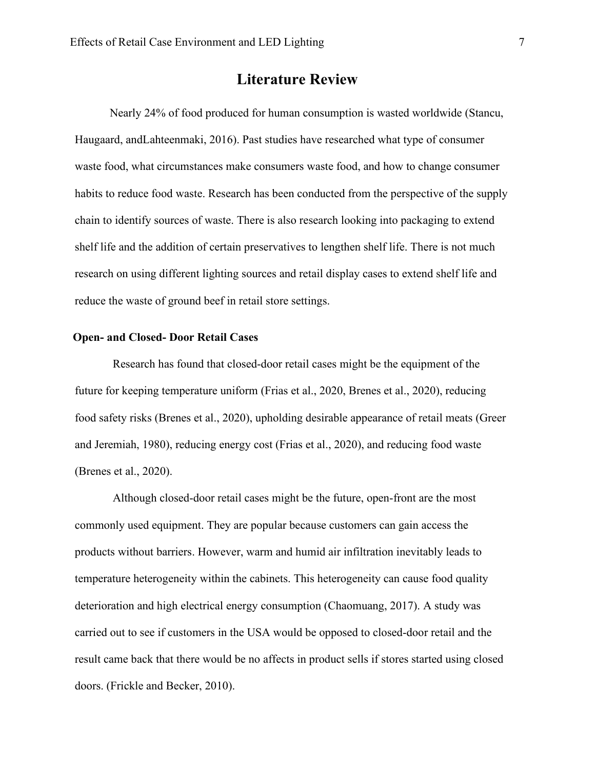# Literature Review

Nearly 24% of food produced for human consumption is wasted worldwide (Stancu, Haugaard, andLahteenmaki, 2016). Past studies have researched what type of consumer waste food, what circumstances make consumers waste food, and how to change consumer habits to reduce food waste. Research has been conducted from the perspective of the supply chain to identify sources of waste. There is also research looking into packaging to extend shelf life and the addition of certain preservatives to lengthen shelf life. There is not much research on using different lighting sources and retail display cases to extend shelf life and reduce the waste of ground beef in retail store settings.

## Open- and Closed- Door Retail Cases

Research has found that closed-door retail cases might be the equipment of the future for keeping temperature uniform (Frias et al., 2020, Brenes et al., 2020), reducing food safety risks (Brenes et al., 2020), upholding desirable appearance of retail meats (Greer and Jeremiah, 1980), reducing energy cost (Frias et al., 2020), and reducing food waste (Brenes et al., 2020).

Although closed-door retail cases might be the future, open-front are the most commonly used equipment. They are popular because customers can gain access the products without barriers. However, warm and humid air infiltration inevitably leads to temperature heterogeneity within the cabinets. This heterogeneity can cause food quality deterioration and high electrical energy consumption (Chaomuang, 2017). A study was carried out to see if customers in the USA would be opposed to closed-door retail and the result came back that there would be no affects in product sells if stores started using closed doors. (Frickle and Becker, 2010).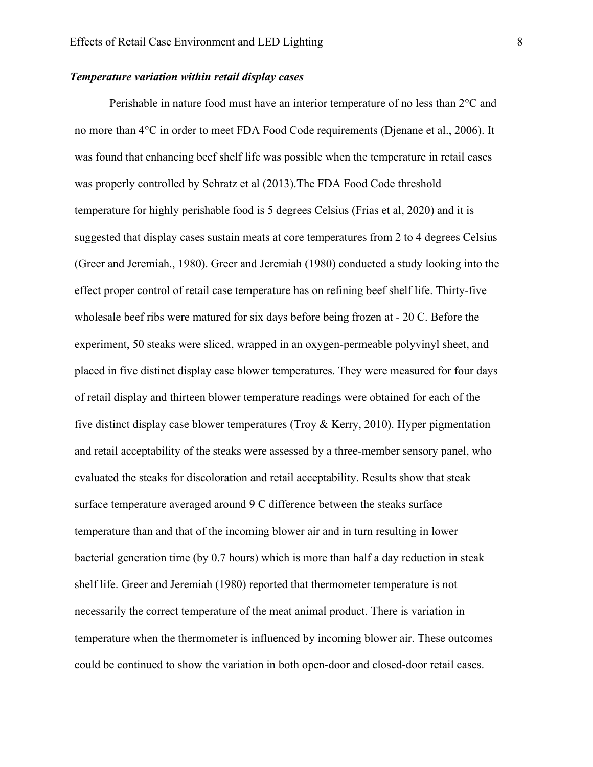### *Temperature variation within retail display cases*

Perishable in nature food must have an interior temperature of no less than 2°C and no more than 4°C in order to meet FDA Food Code requirements (Djenane et al., 2006). It was found that enhancing beef shelf life was possible when the temperature in retail cases was properly controlled by Schratz et al (2013).The FDA Food Code threshold temperature for highly perishable food is 5 degrees Celsius (Frias et al, 2020) and it is suggested that display cases sustain meats at core temperatures from 2 to 4 degrees Celsius (Greer and Jeremiah., 1980). Greer and Jeremiah (1980) conducted a study looking into the effect proper control of retail case temperature has on refining beef shelf life. Thirty-five wholesale beef ribs were matured for six days before being frozen at - 20 C. Before the experiment, 50 steaks were sliced, wrapped in an oxygen-permeable polyvinyl sheet, and placed in five distinct display case blower temperatures. They were measured for four days of retail display and thirteen blower temperature readings were obtained for each of the five distinct display case blower temperatures (Troy & Kerry, 2010). Hyper pigmentation and retail acceptability of the steaks were assessed by a three-member sensory panel, who evaluated the steaks for discoloration and retail acceptability. Results show that steak surface temperature averaged around 9 C difference between the steaks surface temperature than and that of the incoming blower air and in turn resulting in lower bacterial generation time (by 0.7 hours) which is more than half a day reduction in steak shelf life. Greer and Jeremiah (1980) reported that thermometer temperature is not necessarily the correct temperature of the meat animal product. There is variation in temperature when the thermometer is influenced by incoming blower air. These outcomes could be continued to show the variation in both open-door and closed-door retail cases.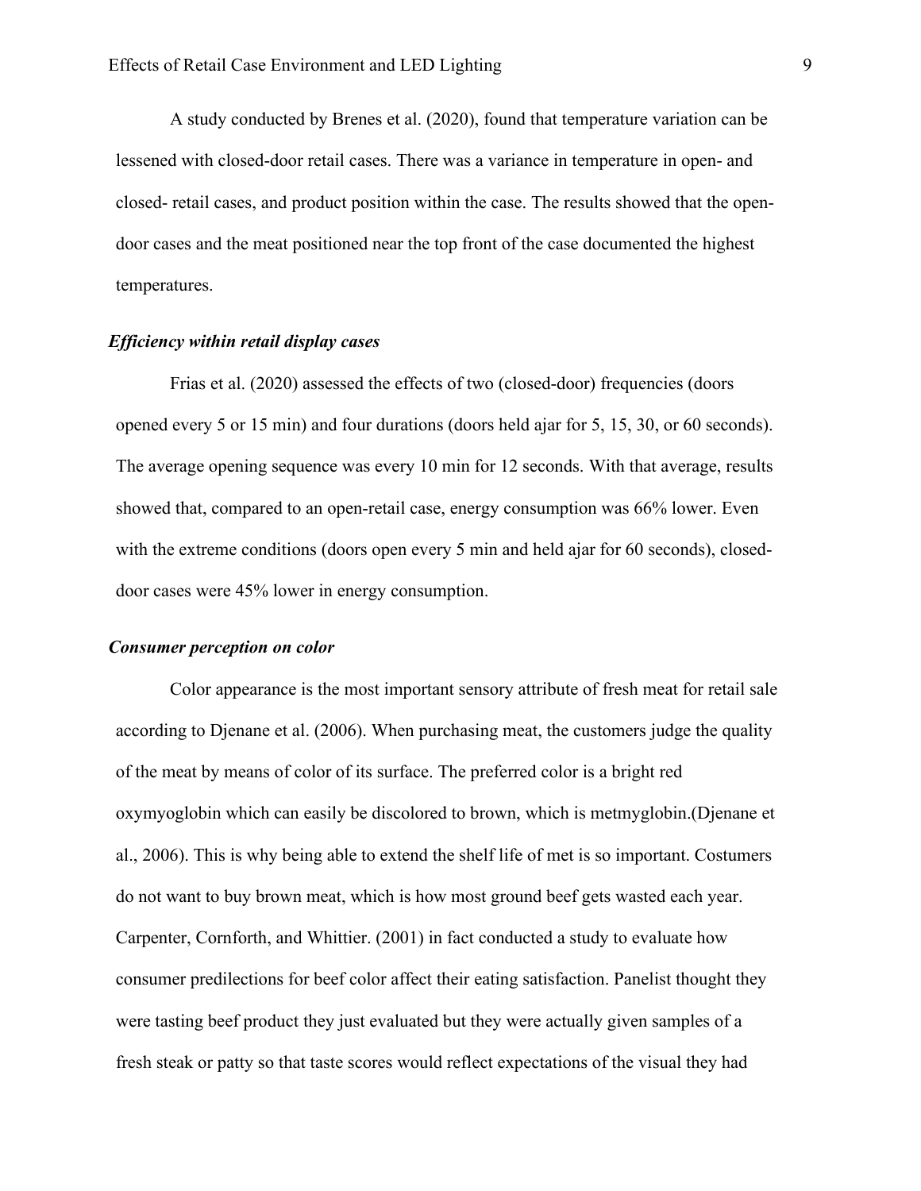A study conducted by Brenes et al. (2020), found that temperature variation can be lessened with closed-door retail cases. There was a variance in temperature in open- and closed- retail cases, and product position within the case. The results showed that the open-door cases and the meat positioned near the top front of the case documented the highest temperatures.

### *Efficiency within retail display cases*

Frias et al. (2020) assessed the effects of two (closed-door) frequencies (doors opened every 5 or 15 min) and four durations (doors held ajar for 5, 15, 30, or 60 seconds). The average opening sequence was every 10 min for 12 seconds. With that average, results showed that, compared to an open-retail case, energy consumption was 66% lower. Even with the extreme conditions (doors open every 5 min and held ajar for 60 seconds), closed-door cases were 45% lower in energy consumption.

### *Consumer perception on color*

Color appearance is the most important sensory attribute of fresh meat for retail sale according to Djenane et al. (2006). When purchasing meat, the customers judge the quality of the meat by means of color of its surface. The preferred color is a bright red oxymyoglobin which can easily be discolored to brown, which is metmyglobin.(Djenane et al., 2006). This is why being able to extend the shelf life of met is so important. Costumers do not want to buy brown meat, which is how most ground beef gets wasted each year. Carpenter, Cornforth, and Whittier. (2001) in fact conducted a study to evaluate how consumer predilections for beef color affect their eating satisfaction. Panelist thought they were tasting beef product they just evaluated but they were actually given samples of a fresh steak or patty so that taste scores would reflect expectations of the visual they had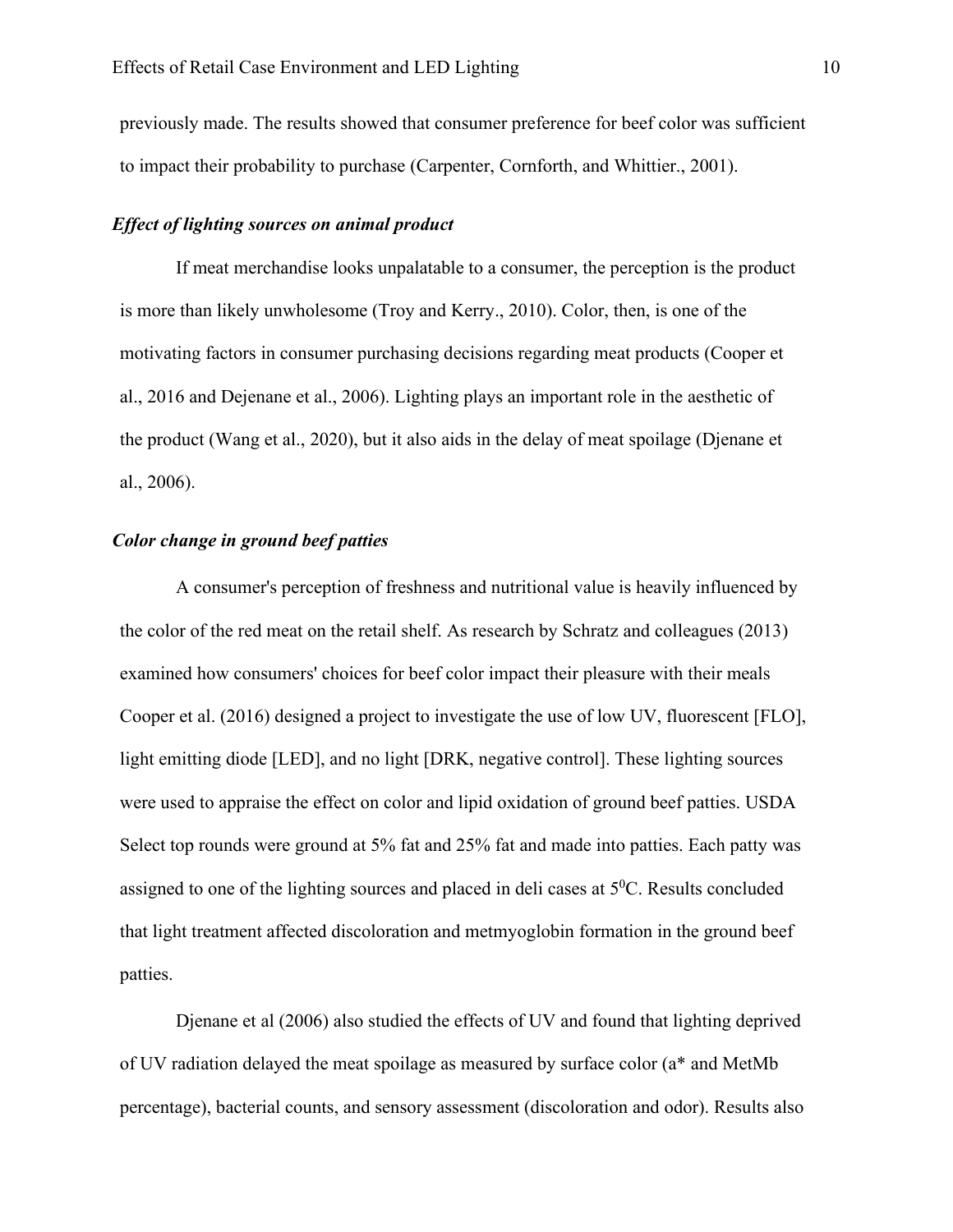previously made. The results showed that consumer preference for beef color was sufficient to impact their probability to purchase (Carpenter, Cornforth, and Whittier., 2001).

### *Effect of lighting sources on animal product*

If meat merchandise looks unpalatable to a consumer, the perception is the product is more than likely unwholesome (Troy and Kerry., 2010). Color, then, is one of the motivating factors in consumer purchasing decisions regarding meat products (Cooper et al., 2016 and Dejenane et al., 2006). Lighting plays an important role in the aesthetic of the product (Wang et al., 2020), but it also aids in the delay of meat spoilage (Djenane et al., 2006).

### *Color change in ground beef patties*

A consumer's perception of freshness and nutritional value is heavily influenced by the color of the red meat on the retail shelf. As research by Schratz and colleagues (2013) examined how consumers' choices for beef color impact their pleasure with their meals Cooper et al. (2016) designed a project to investigate the use of low UV, fluorescent [FLO], light emitting diode [LED], and no light [DRK, negative control]. These lighting sources were used to appraise the effect on color and lipid oxidation of ground beef patties. USDA Select top rounds were ground at 5% fat and 25% fat and made into patties. Each patty was assigned to one of the lighting sources and placed in deli cases at $5^0$C. Results concluded that light treatment affected discoloration and metmyoglobin formation in the ground beef patties.

Djenane et al (2006) also studied the effects of UV and found that lighting deprived of UV radiation delayed the meat spoilage as measured by surface color (a* and MetMb percentage), bacterial counts, and sensory assessment (discoloration and odor). Results also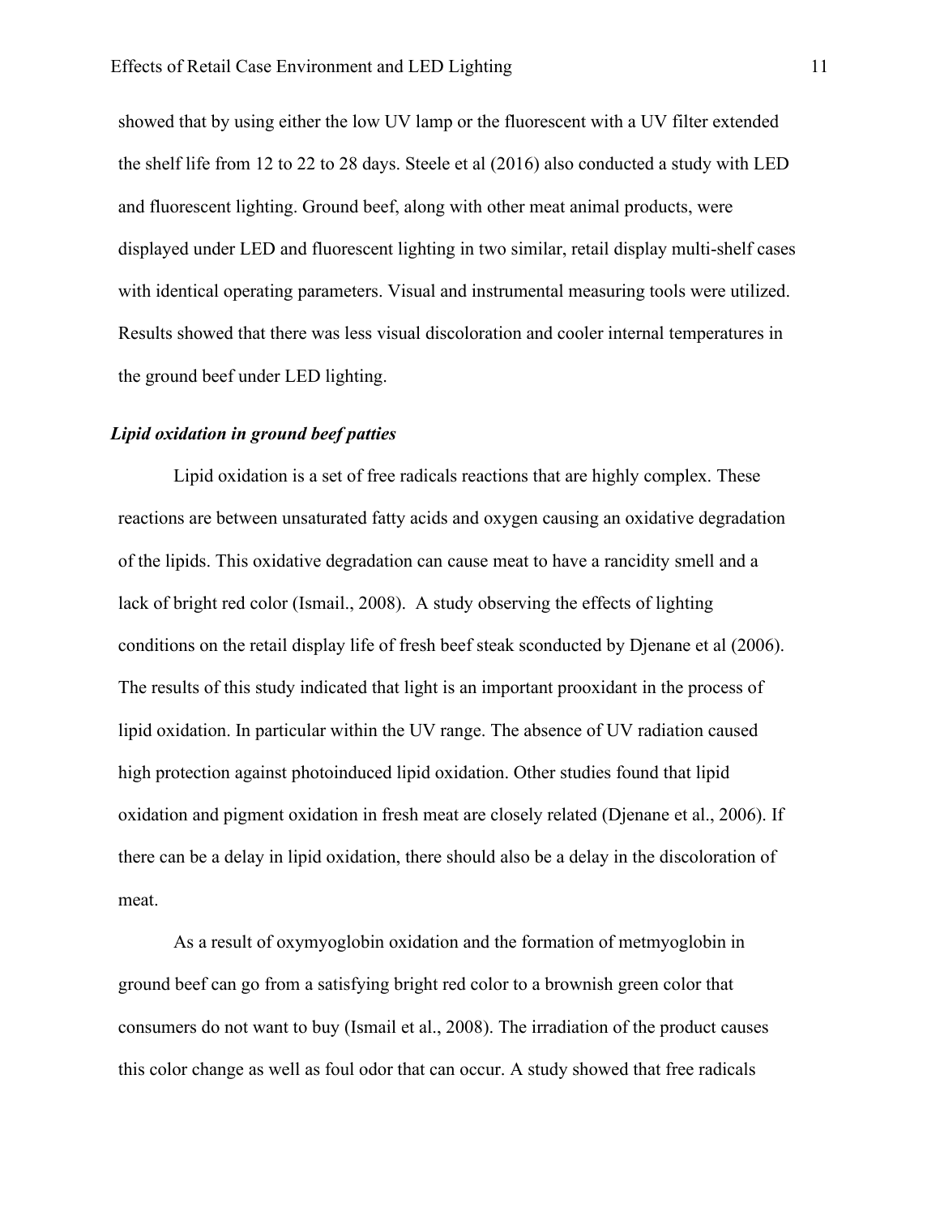showed that by using either the low UV lamp or the fluorescent with a UV filter extended the shelf life from 12 to 22 to 28 days. Steele et al (2016) also conducted a study with LED and fluorescent lighting. Ground beef, along with other meat animal products, were displayed under LED and fluorescent lighting in two similar, retail display multi-shelf cases with identical operating parameters. Visual and instrumental measuring tools were utilized. Results showed that there was less visual discoloration and cooler internal temperatures in the ground beef under LED lighting.

***Lipid oxidation in ground beef patties***

Lipid oxidation is a set of free radicals reactions that are highly complex. These reactions are between unsaturated fatty acids and oxygen causing an oxidative degradation of the lipids. This oxidative degradation can cause meat to have a rancidity smell and a lack of bright red color (Ismail., 2008). A study observing the effects of lighting conditions on the retail display life of fresh beef steak sconducted by Djenane et al (2006). The results of this study indicated that light is an important prooxidant in the process of lipid oxidation. In particular within the UV range. The absence of UV radiation caused high protection against photoinduced lipid oxidation. Other studies found that lipid oxidation and pigment oxidation in fresh meat are closely related (Djenane et al., 2006). If there can be a delay in lipid oxidation, there should also be a delay in the discoloration of meat.

As a result of oxymyoglobin oxidation and the formation of metmyoglobin in ground beef can go from a satisfying bright red color to a brownish green color that consumers do not want to buy (Ismail et al., 2008). The irradiation of the product causes this color change as well as foul odor that can occur. A study showed that free radicals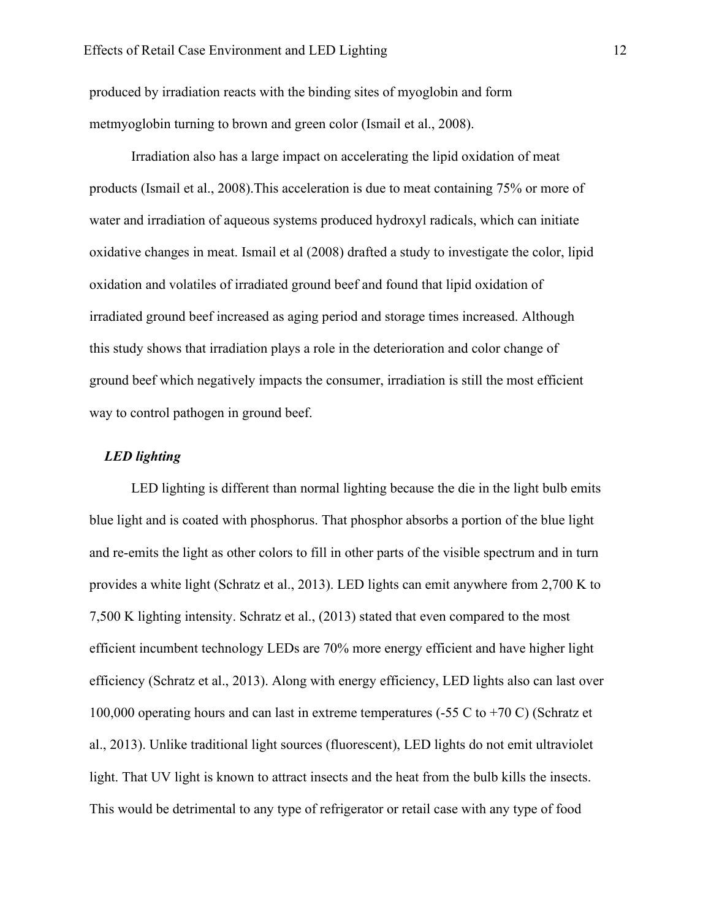produced by irradiation reacts with the binding sites of myoglobin and form metmyoglobin turning to brown and green color (Ismail et al., 2008).

Irradiation also has a large impact on accelerating the lipid oxidation of meat products (Ismail et al., 2008).This acceleration is due to meat containing 75% or more of water and irradiation of aqueous systems produced hydroxyl radicals, which can initiate oxidative changes in meat. Ismail et al (2008) drafted a study to investigate the color, lipid oxidation and volatiles of irradiated ground beef and found that lipid oxidation of irradiated ground beef increased as aging period and storage times increased. Although this study shows that irradiation plays a role in the deterioration and color change of ground beef which negatively impacts the consumer, irradiation is still the most efficient way to control pathogen in ground beef.

### *LED lighting*

LED lighting is different than normal lighting because the die in the light bulb emits blue light and is coated with phosphorus. That phosphor absorbs a portion of the blue light and re-emits the light as other colors to fill in other parts of the visible spectrum and in turn provides a white light (Schratz et al., 2013). LED lights can emit anywhere from 2,700 K to 7,500 K lighting intensity. Schratz et al., (2013) stated that even compared to the most efficient incumbent technology LEDs are 70% more energy efficient and have higher light efficiency (Schratz et al., 2013). Along with energy efficiency, LED lights also can last over 100,000 operating hours and can last in extreme temperatures (-55 C to +70 C) (Schratz et al., 2013). Unlike traditional light sources (fluorescent), LED lights do not emit ultraviolet light. That UV light is known to attract insects and the heat from the bulb kills the insects. This would be detrimental to any type of refrigerator or retail case with any type of food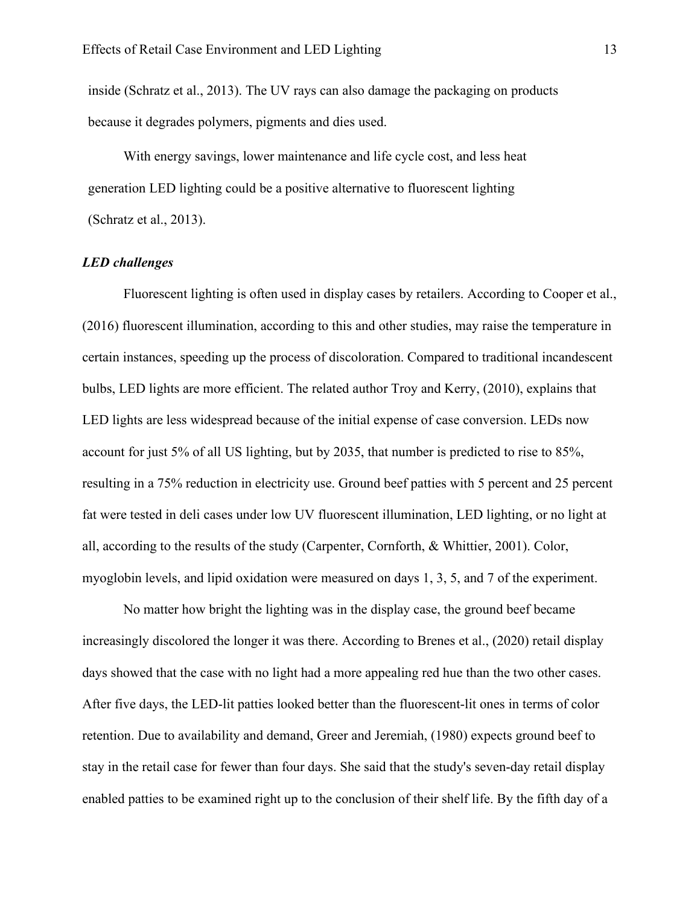inside (Schratz et al., 2013). The UV rays can also damage the packaging on products because it degrades polymers, pigments and dies used.

With energy savings, lower maintenance and life cycle cost, and less heat generation LED lighting could be a positive alternative to fluorescent lighting (Schratz et al., 2013).

### *LED challenges*

Fluorescent lighting is often used in display cases by retailers. According to Cooper et al., (2016) fluorescent illumination, according to this and other studies, may raise the temperature in certain instances, speeding up the process of discoloration. Compared to traditional incandescent bulbs, LED lights are more efficient. The related author Troy and Kerry, (2010), explains that LED lights are less widespread because of the initial expense of case conversion. LEDs now account for just 5% of all US lighting, but by 2035, that number is predicted to rise to 85%, resulting in a 75% reduction in electricity use. Ground beef patties with 5 percent and 25 percent fat were tested in deli cases under low UV fluorescent illumination, LED lighting, or no light at all, according to the results of the study (Carpenter, Cornforth, & Whittier, 2001). Color, myoglobin levels, and lipid oxidation were measured on days 1, 3, 5, and 7 of the experiment.

No matter how bright the lighting was in the display case, the ground beef became increasingly discolored the longer it was there. According to Brenes et al., (2020) retail display days showed that the case with no light had a more appealing red hue than the two other cases. After five days, the LED-lit patties looked better than the fluorescent-lit ones in terms of color retention. Due to availability and demand, Greer and Jeremiah, (1980) expects ground beef to stay in the retail case for fewer than four days. She said that the study's seven-day retail display enabled patties to be examined right up to the conclusion of their shelf life. By the fifth day of a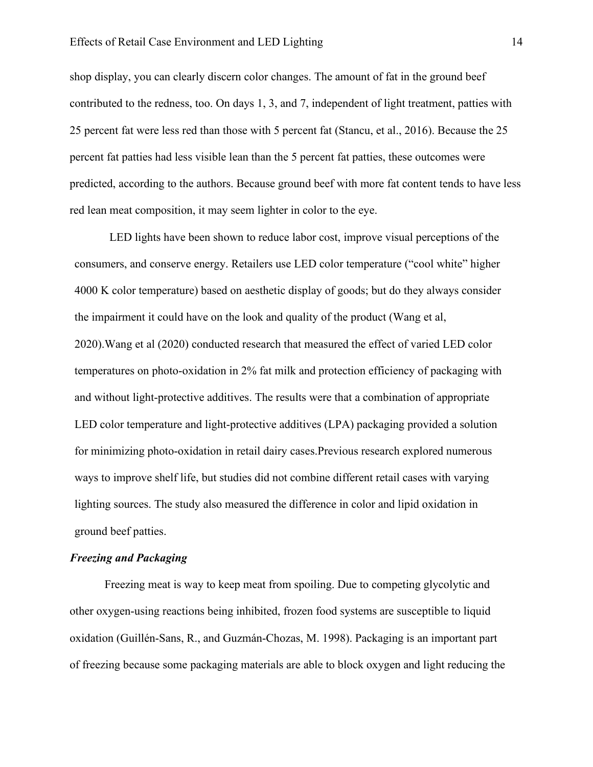shop display, you can clearly discern color changes. The amount of fat in the ground beef contributed to the redness, too. On days 1, 3, and 7, independent of light treatment, patties with 25 percent fat were less red than those with 5 percent fat (Stancu, et al., 2016). Because the 25 percent fat patties had less visible lean than the 5 percent fat patties, these outcomes were predicted, according to the authors. Because ground beef with more fat content tends to have less red lean meat composition, it may seem lighter in color to the eye.

LED lights have been shown to reduce labor cost, improve visual perceptions of the consumers, and conserve energy. Retailers use LED color temperature ("cool white" higher 4000 K color temperature) based on aesthetic display of goods; but do they always consider the impairment it could have on the look and quality of the product (Wang et al, 2020).Wang et al (2020) conducted research that measured the effect of varied LED color temperatures on photo-oxidation in 2% fat milk and protection efficiency of packaging with and without light-protective additives. The results were that a combination of appropriate LED color temperature and light-protective additives (LPA) packaging provided a solution for minimizing photo-oxidation in retail dairy cases.Previous research explored numerous ways to improve shelf life, but studies did not combine different retail cases with varying lighting sources. The study also measured the difference in color and lipid oxidation in ground beef patties.

### *Freezing and Packaging*

Freezing meat is way to keep meat from spoiling. Due to competing glycolytic and other oxygen-using reactions being inhibited, frozen food systems are susceptible to liquid oxidation (Guillén-Sans, R., and Guzmán-Chozas, M. 1998). Packaging is an important part of freezing because some packaging materials are able to block oxygen and light reducing the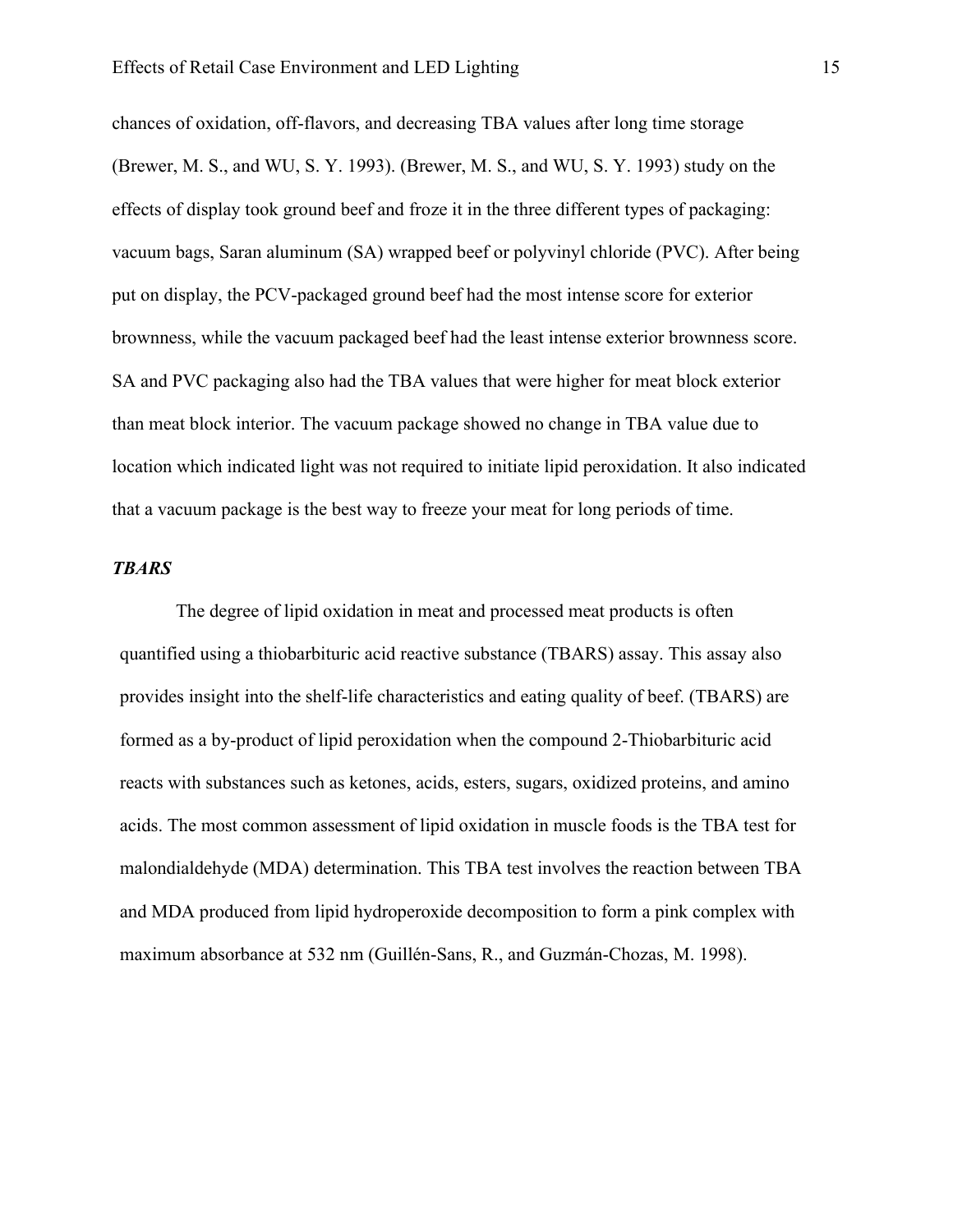chances of oxidation, off-flavors, and decreasing TBA values after long time storage (Brewer, M. S., and WU, S. Y. 1993). (Brewer, M. S., and WU, S. Y. 1993) study on the effects of display took ground beef and froze it in the three different types of packaging: vacuum bags, Saran aluminum (SA) wrapped beef or polyvinyl chloride (PVC). After being put on display, the PCV-packaged ground beef had the most intense score for exterior brownness, while the vacuum packaged beef had the least intense exterior brownness score. SA and PVC packaging also had the TBA values that were higher for meat block exterior than meat block interior. The vacuum package showed no change in TBA value due to location which indicated light was not required to initiate lipid peroxidation. It also indicated that a vacuum package is the best way to freeze your meat for long periods of time.

***TBARS***

The degree of lipid oxidation in meat and processed meat products is often quantified using a thiobarbituric acid reactive substance (TBARS) assay. This assay also provides insight into the shelf-life characteristics and eating quality of beef. (TBARS) are formed as a by-product of lipid peroxidation when the compound 2-Thiobarbituric acid reacts with substances such as ketones, acids, esters, sugars, oxidized proteins, and amino acids. The most common assessment of lipid oxidation in muscle foods is the TBA test for malondialdehyde (MDA) determination. This TBA test involves the reaction between TBA and MDA produced from lipid hydroperoxide decomposition to form a pink complex with maximum absorbance at 532 nm (Guillén-Sans, R., and Guzmán-Chozas, M. 1998).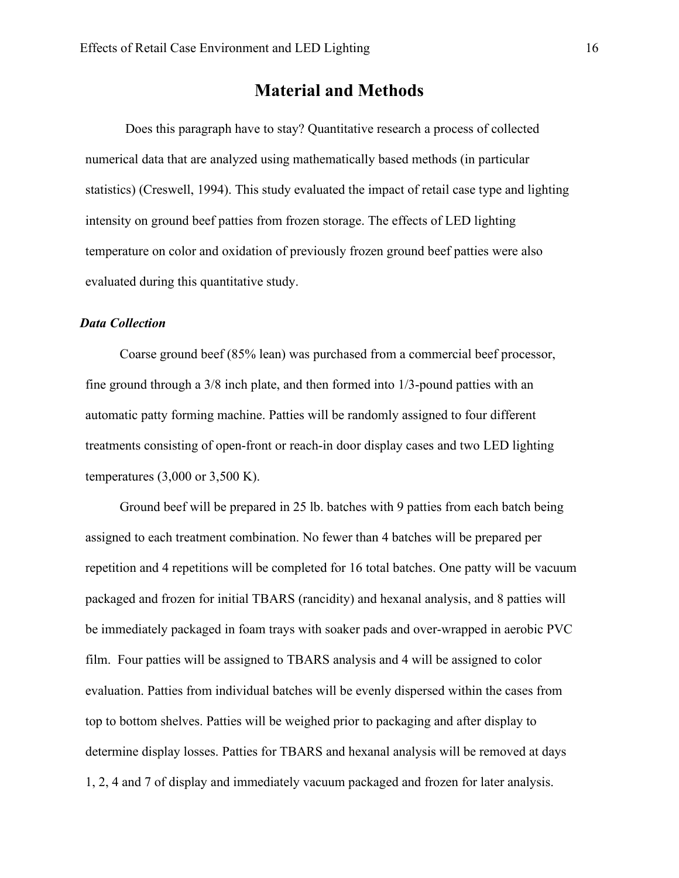# Material and Methods

Does this paragraph have to stay? Quantitative research a process of collected numerical data that are analyzed using mathematically based methods (in particular statistics) (Creswell, 1994). This study evaluated the impact of retail case type and lighting intensity on ground beef patties from frozen storage. The effects of LED lighting temperature on color and oxidation of previously frozen ground beef patties were also evaluated during this quantitative study.

### *Data Collection*

Coarse ground beef (85% lean) was purchased from a commercial beef processor, fine ground through a 3/8 inch plate, and then formed into 1/3-pound patties with an automatic patty forming machine. Patties will be randomly assigned to four different treatments consisting of open-front or reach-in door display cases and two LED lighting temperatures (3,000 or 3,500 K).

Ground beef will be prepared in 25 lb. batches with 9 patties from each batch being assigned to each treatment combination. No fewer than 4 batches will be prepared per repetition and 4 repetitions will be completed for 16 total batches. One patty will be vacuum packaged and frozen for initial TBARS (rancidity) and hexanal analysis, and 8 patties will be immediately packaged in foam trays with soaker pads and over-wrapped in aerobic PVC film. Four patties will be assigned to TBARS analysis and 4 will be assigned to color evaluation. Patties from individual batches will be evenly dispersed within the cases from top to bottom shelves. Patties will be weighed prior to packaging and after display to determine display losses. Patties for TBARS and hexanal analysis will be removed at days 1, 2, 4 and 7 of display and immediately vacuum packaged and frozen for later analysis.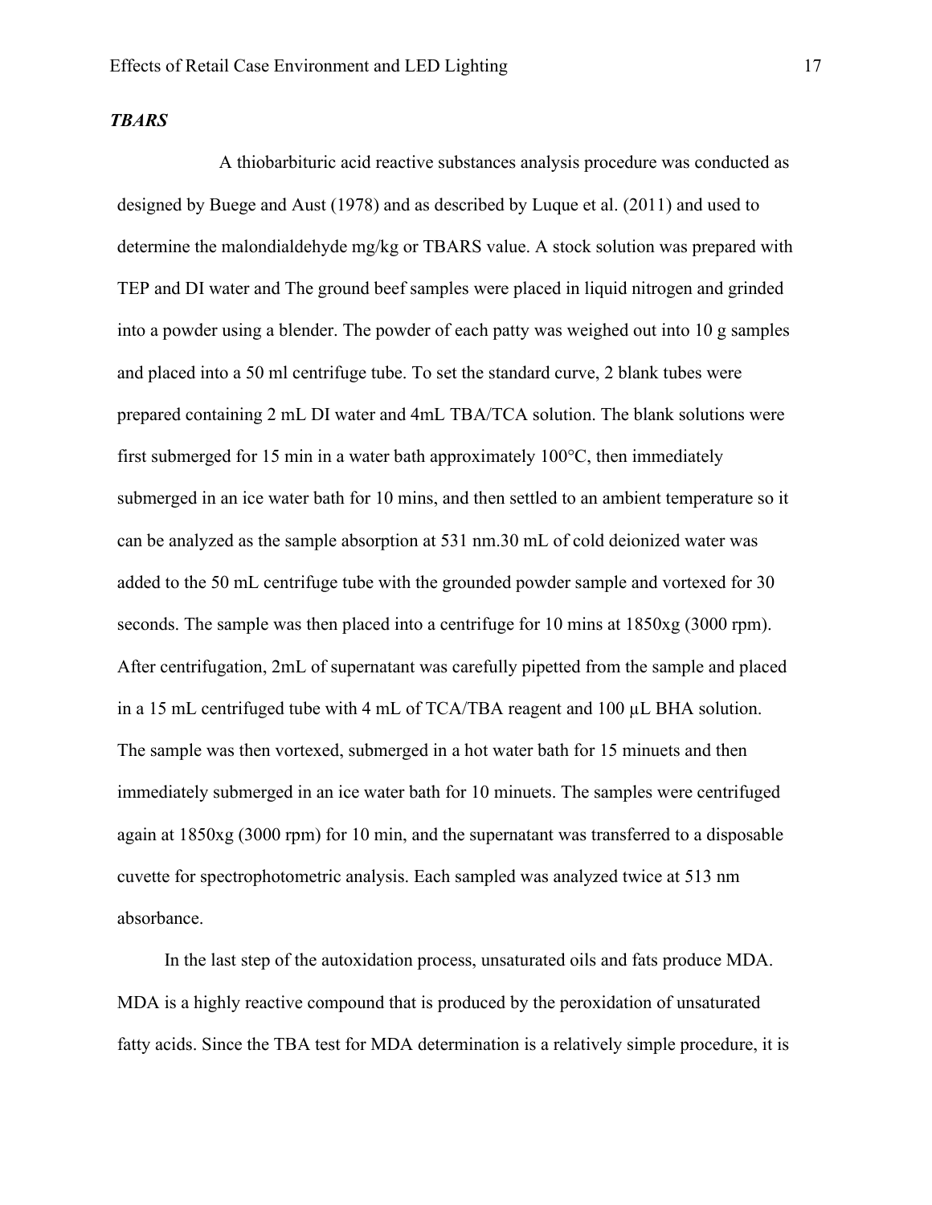### *TBARS*

A thiobarbituric acid reactive substances analysis procedure was conducted as designed by Buege and Aust (1978) and as described by Luque et al. (2011) and used to determine the malondialdehyde mg/kg or TBARS value. A stock solution was prepared with TEP and DI water and The ground beef samples were placed in liquid nitrogen and grinded into a powder using a blender. The powder of each patty was weighed out into 10 g samples and placed into a 50 ml centrifuge tube. To set the standard curve, 2 blank tubes were prepared containing 2 mL DI water and 4mL TBA/TCA solution. The blank solutions were first submerged for 15 min in a water bath approximately 100°C, then immediately submerged in an ice water bath for 10 mins, and then settled to an ambient temperature so it can be analyzed as the sample absorption at 531 nm.30 mL of cold deionized water was added to the 50 mL centrifuge tube with the grounded powder sample and vortexed for 30 seconds. The sample was then placed into a centrifuge for 10 mins at 1850xg (3000 rpm). After centrifugation, 2mL of supernatant was carefully pipetted from the sample and placed in a 15 mL centrifuged tube with 4 mL of TCA/TBA reagent and 100 µL BHA solution. The sample was then vortexed, submerged in a hot water bath for 15 minuets and then immediately submerged in an ice water bath for 10 minuets. The samples were centrifuged again at 1850xg (3000 rpm) for 10 min, and the supernatant was transferred to a disposable cuvette for spectrophotometric analysis. Each sampled was analyzed twice at 513 nm absorbance.

In the last step of the autoxidation process, unsaturated oils and fats produce MDA. MDA is a highly reactive compound that is produced by the peroxidation of unsaturated fatty acids. Since the TBA test for MDA determination is a relatively simple procedure, it is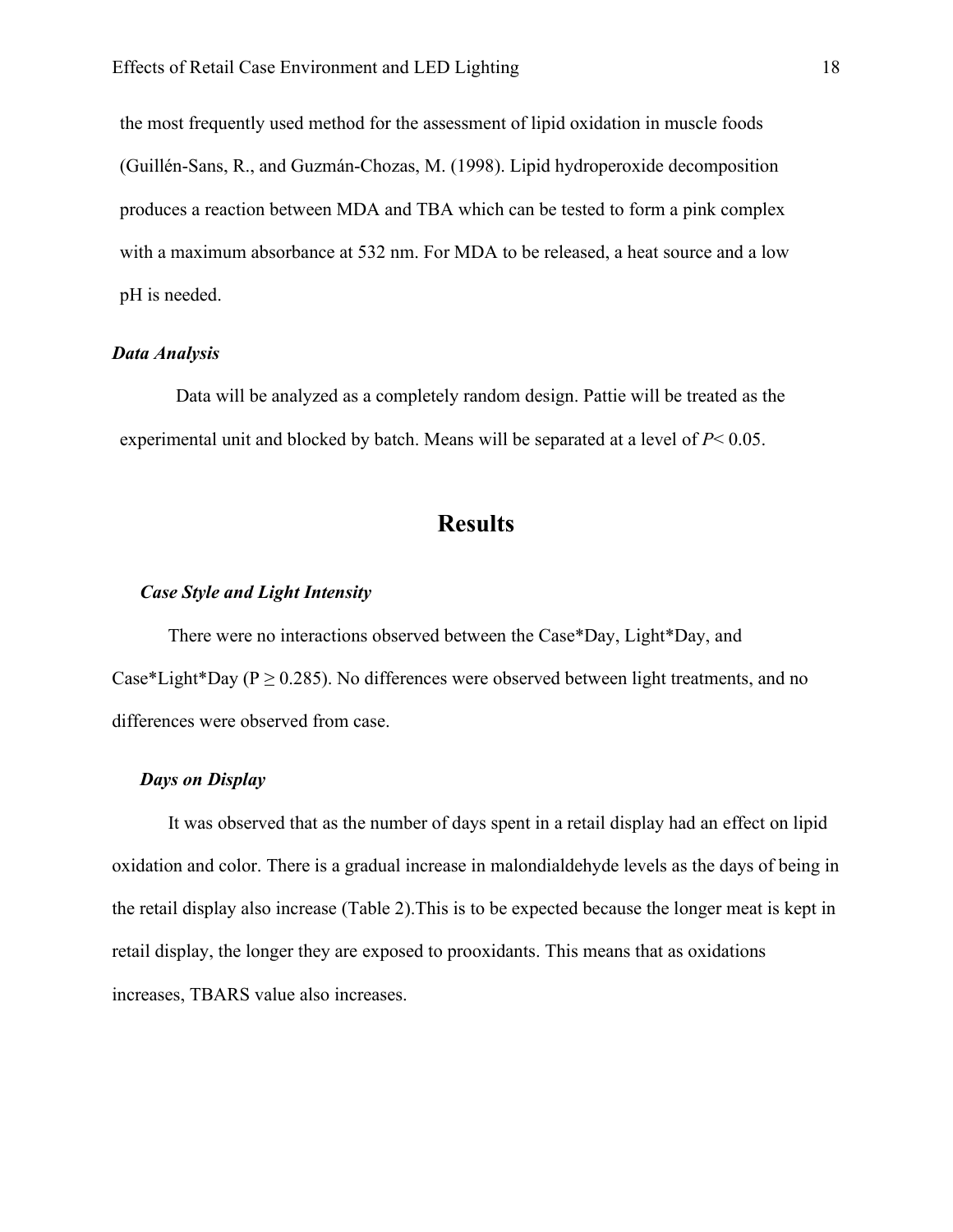the most frequently used method for the assessment of lipid oxidation in muscle foods (Guillén-Sans, R., and Guzmán-Chozas, M. (1998). Lipid hydroperoxide decomposition produces a reaction between MDA and TBA which can be tested to form a pink complex with a maximum absorbance at 532 nm. For MDA to be released, a heat source and a low pH is needed.

### *Data Analysis*

Data will be analyzed as a completely random design. Pattie will be treated as the experimental unit and blocked by batch. Means will be separated at a level of $P < 0.05$.

## Results

### *Case Style and Light Intensity*

There were no interactions observed between the Case*Day, Light*Day, and Case*Light*Day ($P \geq 0.285$). No differences were observed between light treatments, and no differences were observed from case.

### *Days on Display*

It was observed that as the number of days spent in a retail display had an effect on lipid oxidation and color. There is a gradual increase in malondialdehyde levels as the days of being in the retail display also increase (Table 2).This is to be expected because the longer meat is kept in retail display, the longer they are exposed to prooxidants. This means that as oxidations increases, TBARS value also increases.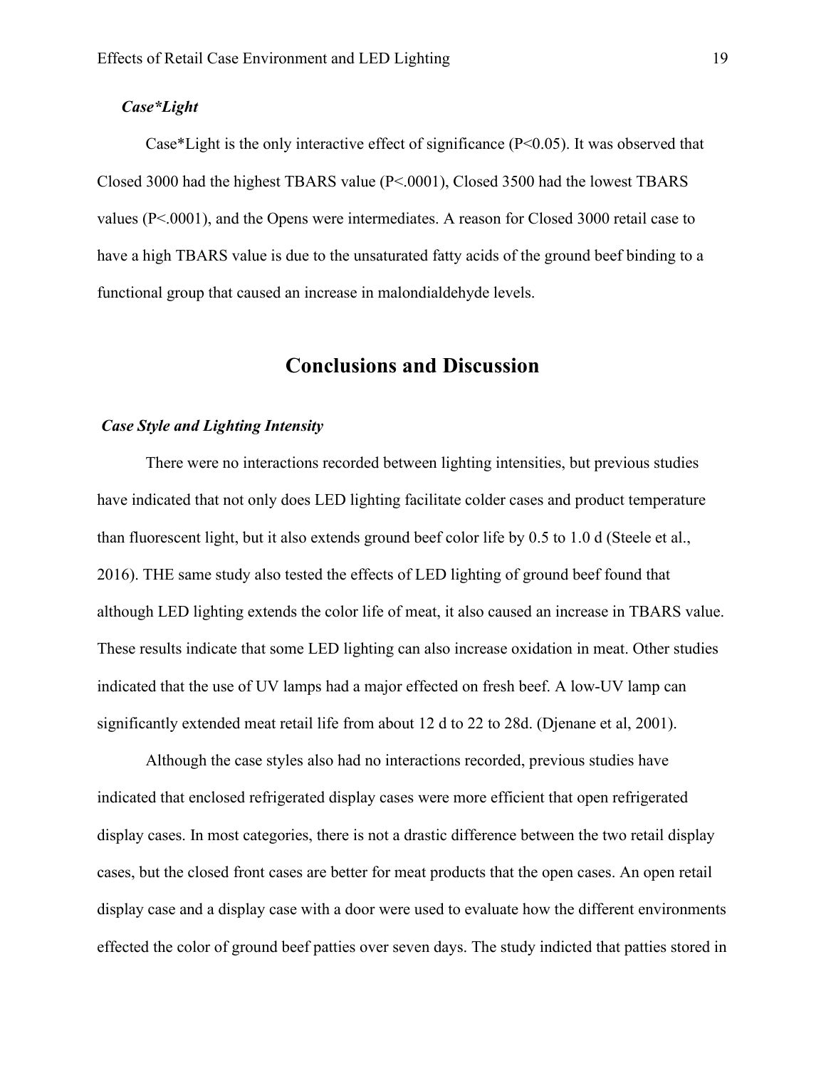### *Case*Light*

Case*Light is the only interactive effect of significance ($P<0.05$). It was observed that Closed 3000 had the highest TBARS value ($P<.0001$), Closed 3500 had the lowest TBARS values ($P<.0001$), and the Opens were intermediates. A reason for Closed 3000 retail case to have a high TBARS value is due to the unsaturated fatty acids of the ground beef binding to a functional group that caused an increase in malondialdehyde levels.

## Conclusions and Discussion

### *Case Style and Lighting Intensity*

There were no interactions recorded between lighting intensities, but previous studies have indicated that not only does LED lighting facilitate colder cases and product temperature than fluorescent light, but it also extends ground beef color life by 0.5 to 1.0 d (Steele et al., 2016). THE same study also tested the effects of LED lighting of ground beef found that although LED lighting extends the color life of meat, it also caused an increase in TBARS value. These results indicate that some LED lighting can also increase oxidation in meat. Other studies indicated that the use of UV lamps had a major effected on fresh beef. A low-UV lamp can significantly extended meat retail life from about 12 d to 22 to 28d. (Djenane et al, 2001).

Although the case styles also had no interactions recorded, previous studies have indicated that enclosed refrigerated display cases were more efficient that open refrigerated display cases. In most categories, there is not a drastic difference between the two retail display cases, but the closed front cases are better for meat products that the open cases. An open retail display case and a display case with a door were used to evaluate how the different environments effected the color of ground beef patties over seven days. The study indicted that patties stored in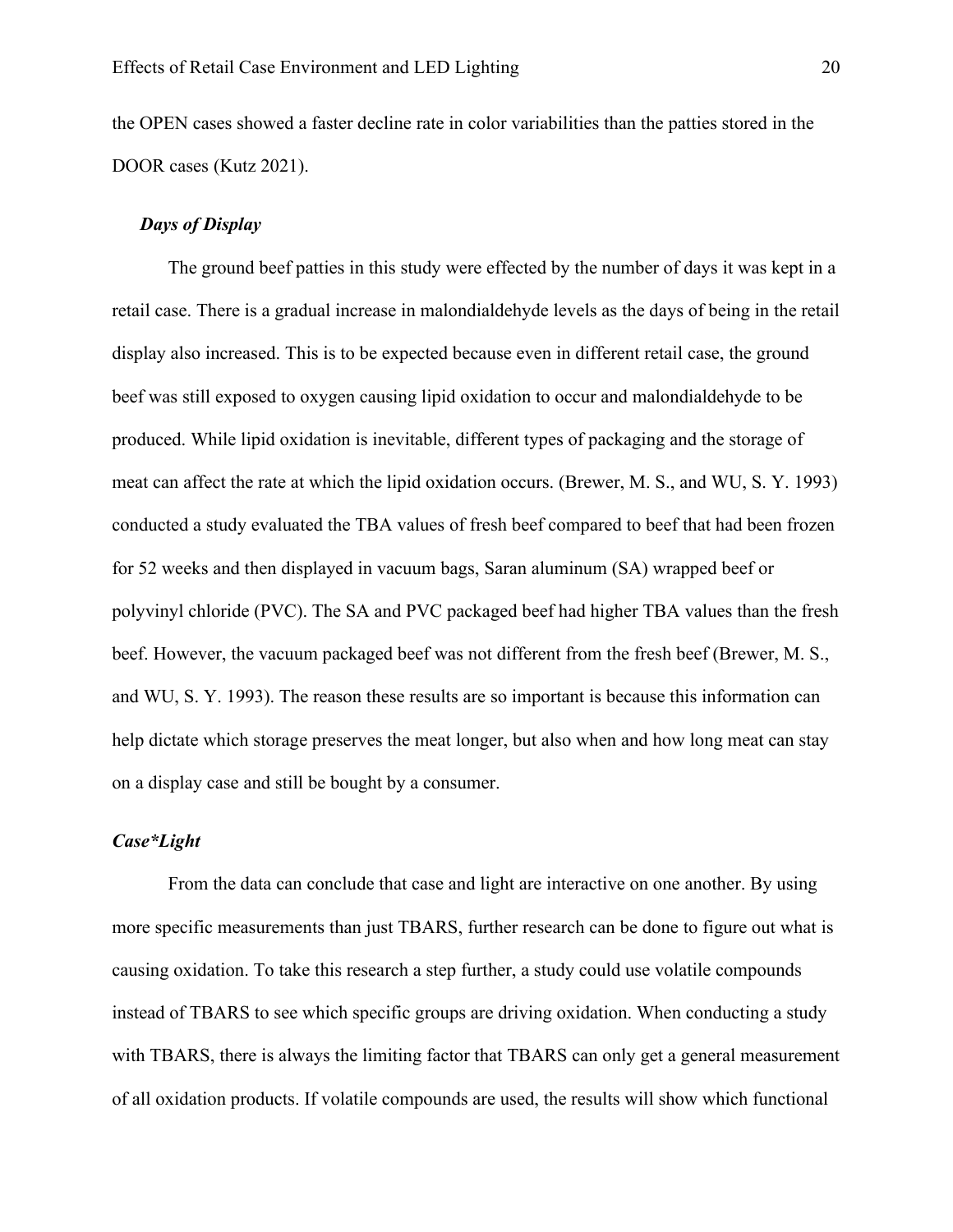the OPEN cases showed a faster decline rate in color variabilities than the patties stored in the DOOR cases (Kutz 2021).

### *Days of Display*

The ground beef patties in this study were effected by the number of days it was kept in a retail case. There is a gradual increase in malondialdehyde levels as the days of being in the retail display also increased. This is to be expected because even in different retail case, the ground beef was still exposed to oxygen causing lipid oxidation to occur and malondialdehyde to be produced. While lipid oxidation is inevitable, different types of packaging and the storage of meat can affect the rate at which the lipid oxidation occurs. (Brewer, M. S., and WU, S. Y. 1993) conducted a study evaluated the TBA values of fresh beef compared to beef that had been frozen for 52 weeks and then displayed in vacuum bags, Saran aluminum (SA) wrapped beef or polyvinyl chloride (PVC). The SA and PVC packaged beef had higher TBA values than the fresh beef. However, the vacuum packaged beef was not different from the fresh beef (Brewer, M. S., and WU, S. Y. 1993). The reason these results are so important is because this information can help dictate which storage preserves the meat longer, but also when and how long meat can stay on a display case and still be bought by a consumer.

### *Case*Light*

From the data can conclude that case and light are interactive on one another. By using more specific measurements than just TBARS, further research can be done to figure out what is causing oxidation. To take this research a step further, a study could use volatile compounds instead of TBARS to see which specific groups are driving oxidation. When conducting a study with TBARS, there is always the limiting factor that TBARS can only get a general measurement of all oxidation products. If volatile compounds are used, the results will show which functional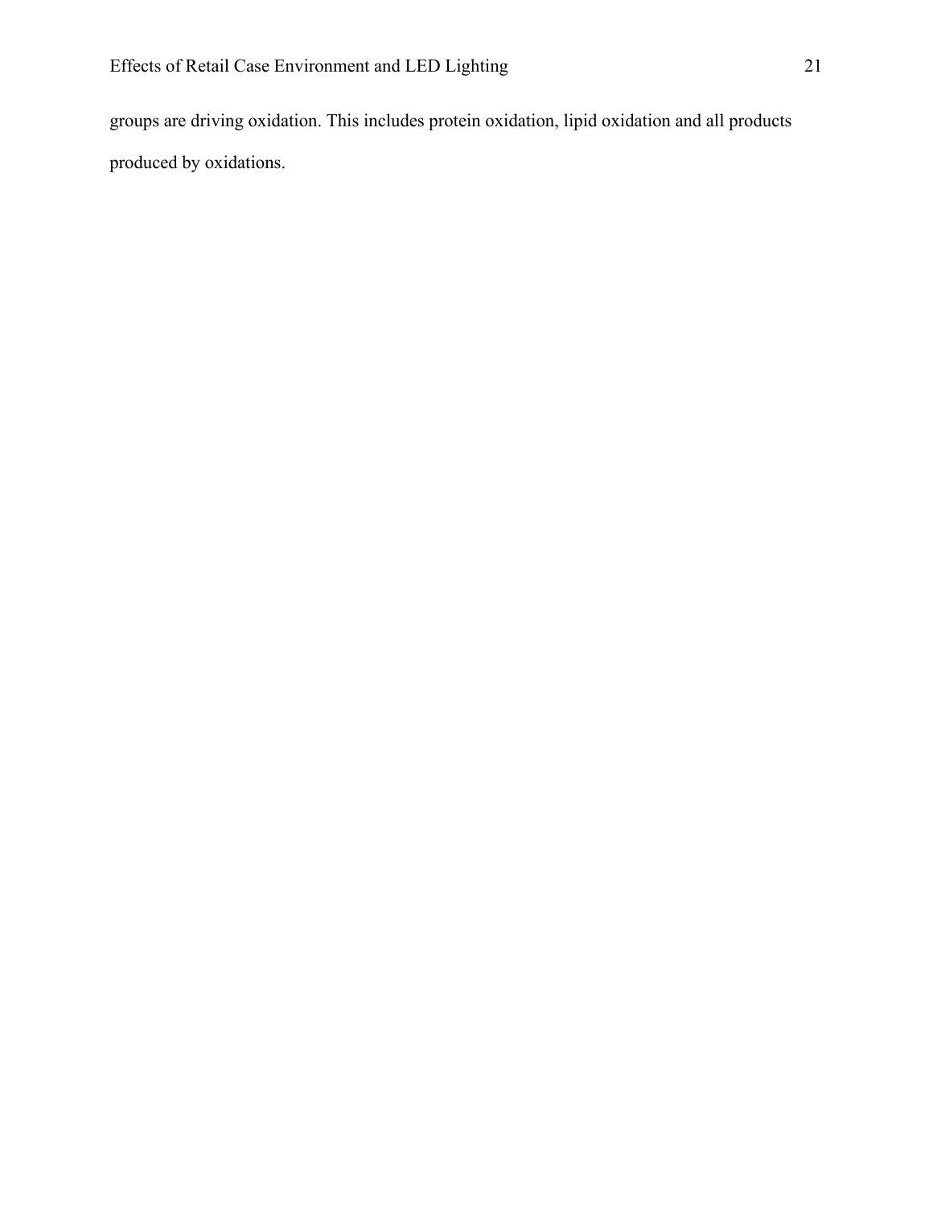groups are driving oxidation. This includes protein oxidation, lipid oxidation and all products produced by oxidations.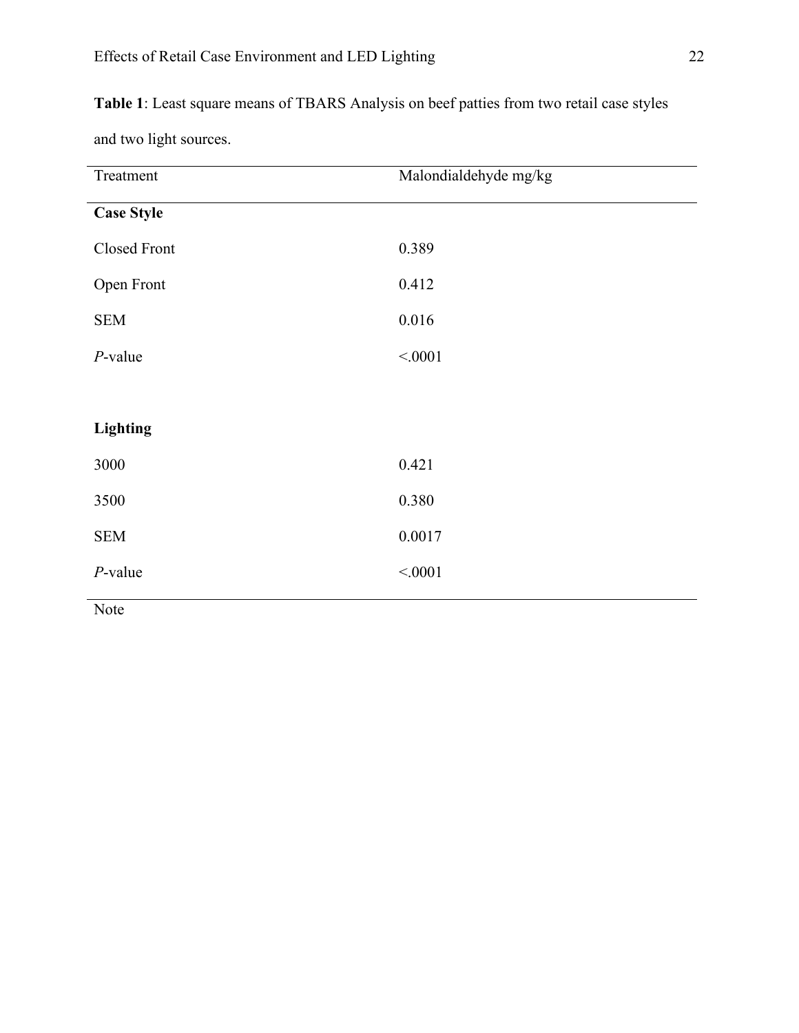**Table 1**: Least square means of TBARS Analysis on beef patties from two retail case styles and two light sources.

| Treatment | Malondialdehyde mg/kg |
|---|---|
| **Case Style** | |
| Closed Front | 0.389 |
| Open Front | 0.412 |
| SEM | 0.016 |
| *P*-value | <.0001 |
| | |
| **Lighting** | |
| 3000 | 0.421 |
| 3500 | 0.380 |
| SEM | 0.0017 |
| *P*-value | <.0001 |

Note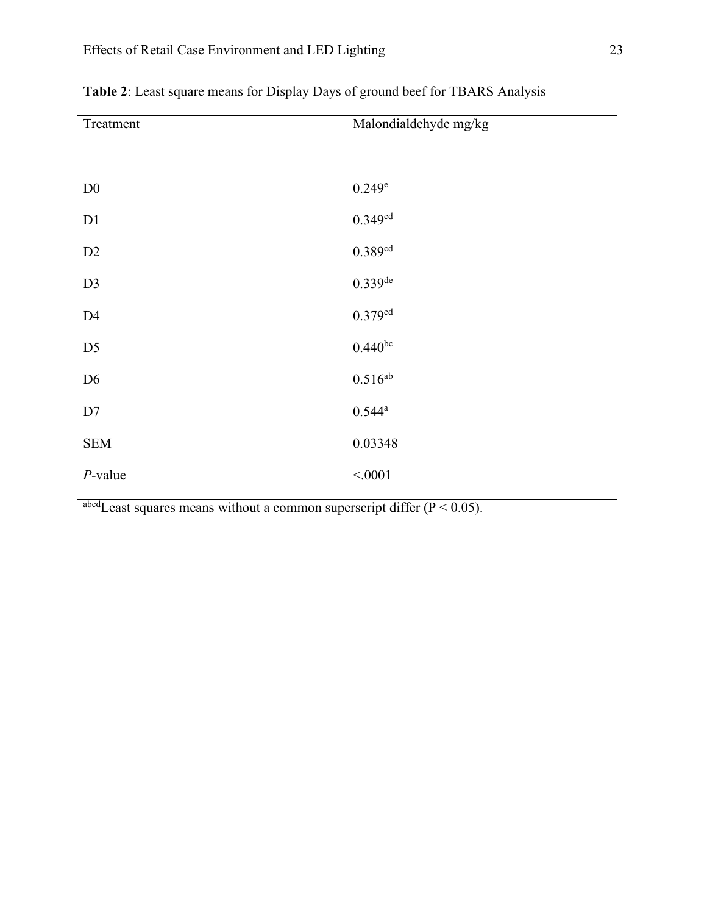**Table 2**: Least square means for Display Days of ground beef for TBARS Analysis

| Treatment | Malondialdehyde mg/kg |
|---|---|
| D0 | $0.249^{e}$ |
| D1 | $0.349^{cd}$ |
| D2 | $0.389^{cd}$ |
| D3 | $0.339^{de}$ |
| D4 | $0.379^{cd}$ |
| D5 | $0.440^{bc}$ |
| D6 | $0.516^{ab}$ |
| D7 | $0.544^{a}$ |
| SEM | 0.03348 |
| *P*-value | <.0001 |

$^{abcd}$Least squares means without a common superscript differ ($P < 0.05$).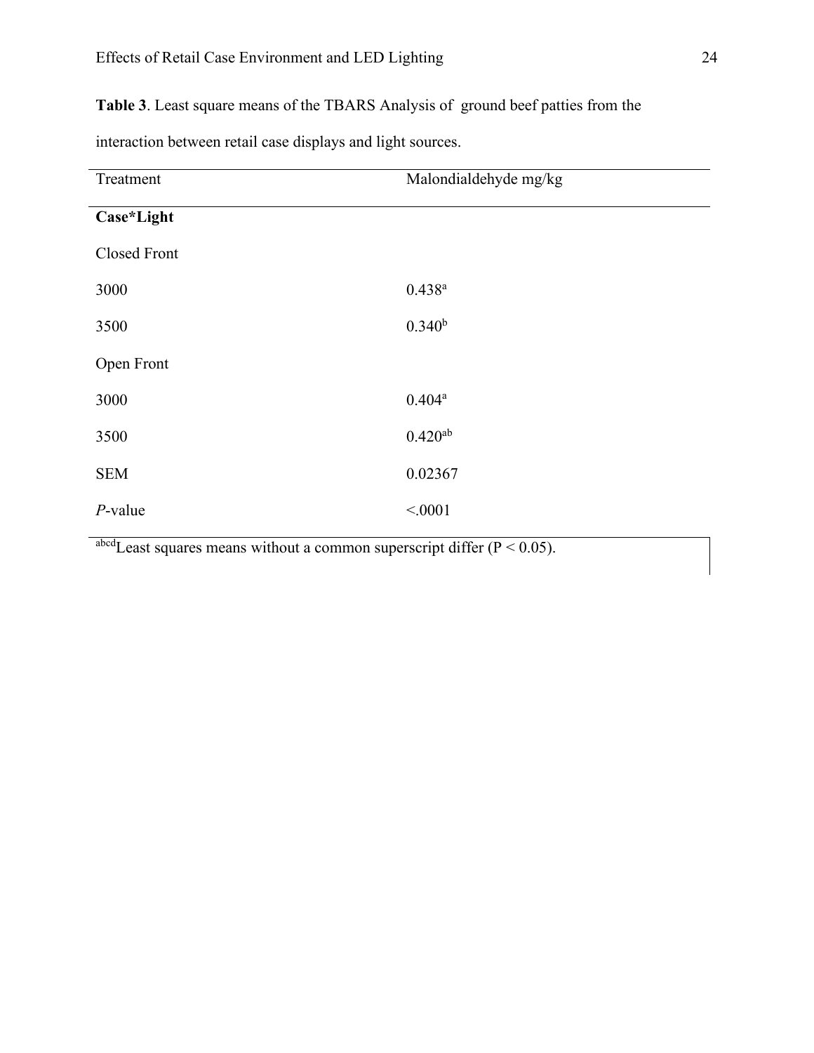**Table 3**. Least square means of the TBARS Analysis of ground beef patties from the interaction between retail case displays and light sources.

| Treatment | Malondialdehyde mg/kg |
|---|---|
| **Case*Light** | |
| Closed Front | |
| 3000 | 0.438[a] |
| 3500 | 0.340[b] |
| Open Front | |
| 3000 | 0.404[a] |
| 3500 | 0.420[ab] |
| SEM | 0.02367 |
| *P*-value | <.0001 |

[abcd]Least squares means without a common superscript differ ($P < 0.05$).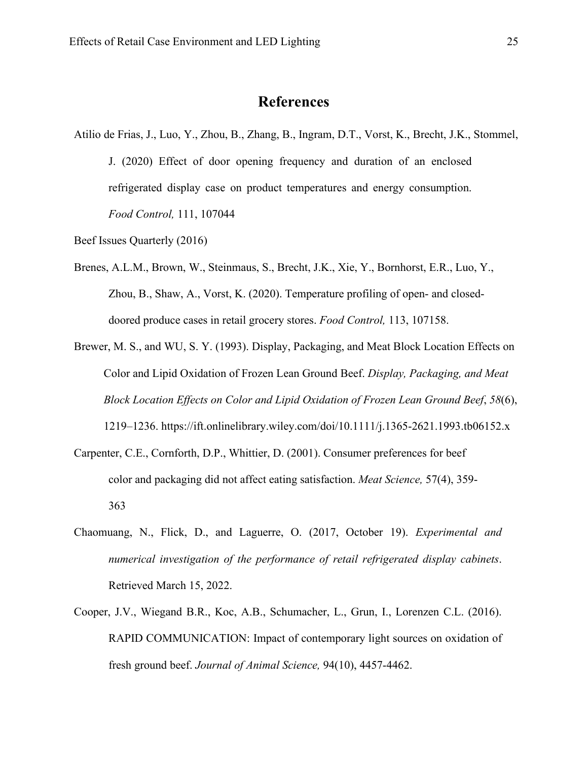# References

Atilio de Frias, J., Luo, Y., Zhou, B., Zhang, B., Ingram, D.T., Vorst, K., Brecht, J.K., Stommel, J. (2020) Effect of door opening frequency and duration of an enclosed refrigerated display case on product temperatures and energy consumption. *Food Control,* 111, 107044

Beef Issues Quarterly (2016)

Brenes, A.L.M., Brown, W., Steinmaus, S., Brecht, J.K., Xie, Y., Bornhorst, E.R., Luo, Y., Zhou, B., Shaw, A., Vorst, K. (2020). Temperature profiling of open- and closed-doored produce cases in retail grocery stores. *Food Control,* 113, 107158.

Brewer, M. S., and WU, S. Y. (1993). Display, Packaging, and Meat Block Location Effects on Color and Lipid Oxidation of Frozen Lean Ground Beef. *Display, Packaging, and Meat Block Location Effects on Color and Lipid Oxidation of Frozen Lean Ground Beef*, *58*(6), 1219–1236. https://ift.onlinelibrary.wiley.com/doi/10.1111/j.1365-2621.1993.tb06152.x

Carpenter, C.E., Cornforth, D.P., Whittier, D. (2001). Consumer preferences for beef color and packaging did not affect eating satisfaction. *Meat Science,* 57(4), 359-363

Chaomuang, N., Flick, D., and Laguerre, O. (2017, October 19). *Experimental and numerical investigation of the performance of retail refrigerated display cabinets*. Retrieved March 15, 2022.

Cooper, J.V., Wiegand B.R., Koc, A.B., Schumacher, L., Grun, I., Lorenzen C.L. (2016). RAPID COMMUNICATION: Impact of contemporary light sources on oxidation of fresh ground beef. *Journal of Animal Science,* 94(10), 4457-4462.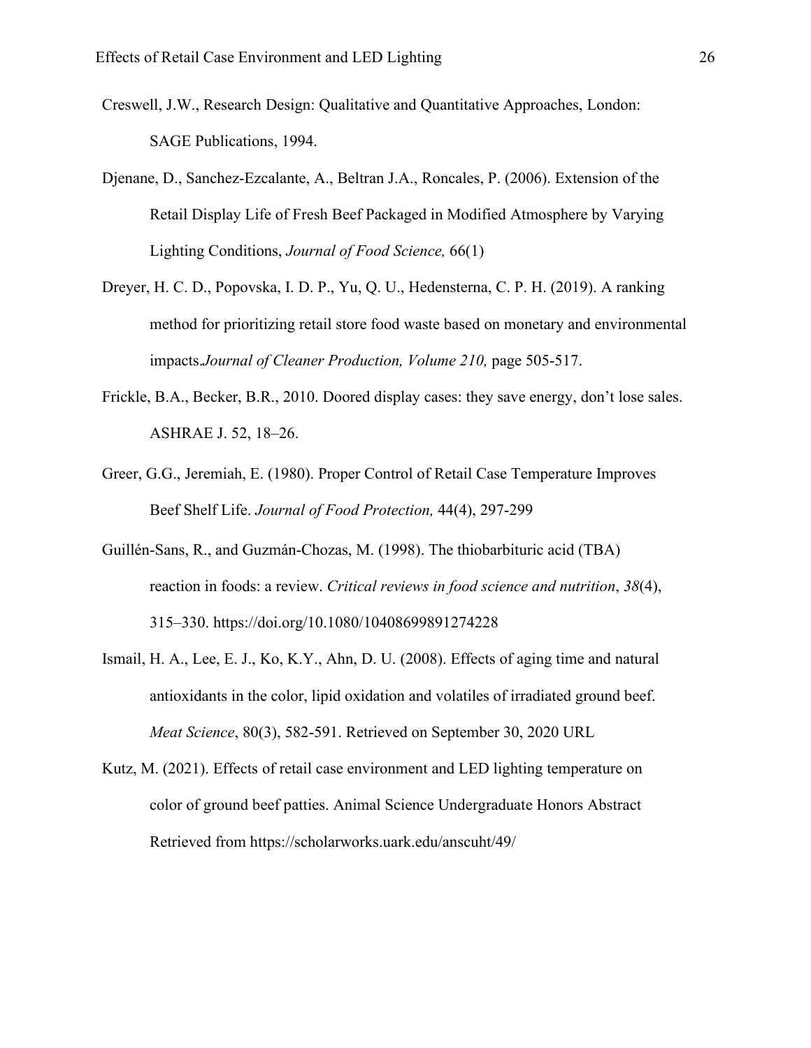Creswell, J.W., Research Design: Qualitative and Quantitative Approaches, London: SAGE Publications, 1994.

Djenane, D., Sanchez-Ezcalante, A., Beltran J.A., Roncales, P. (2006). Extension of the Retail Display Life of Fresh Beef Packaged in Modified Atmosphere by Varying Lighting Conditions, *Journal of Food Science,* 66(1)

Dreyer, H. C. D., Popovska, I. D. P., Yu, Q. U., Hedensterna, C. P. H. (2019). A ranking method for prioritizing retail store food waste based on monetary and environmental impacts.*Journal of Cleaner Production, Volume 210,* page 505-517.

Frickle, B.A., Becker, B.R., 2010. Doored display cases: they save energy, don't lose sales. ASHRAE J. 52, 18–26.

Greer, G.G., Jeremiah, E. (1980). Proper Control of Retail Case Temperature Improves Beef Shelf Life. *Journal of Food Protection,* 44(4), 297-299

Guillén-Sans, R., and Guzmán-Chozas, M. (1998). The thiobarbituric acid (TBA) reaction in foods: a review. *Critical reviews in food science and nutrition*, *38*(4), 315–330. https://doi.org/10.1080/10408699891274228

Ismail, H. A., Lee, E. J., Ko, K.Y., Ahn, D. U. (2008). Effects of aging time and natural antioxidants in the color, lipid oxidation and volatiles of irradiated ground beef. *Meat Science*, 80(3), 582-591. Retrieved on September 30, 2020 URL

Kutz, M. (2021). Effects of retail case environment and LED lighting temperature on color of ground beef patties. Animal Science Undergraduate Honors Abstract Retrieved from https://scholarworks.uark.edu/anscuht/49/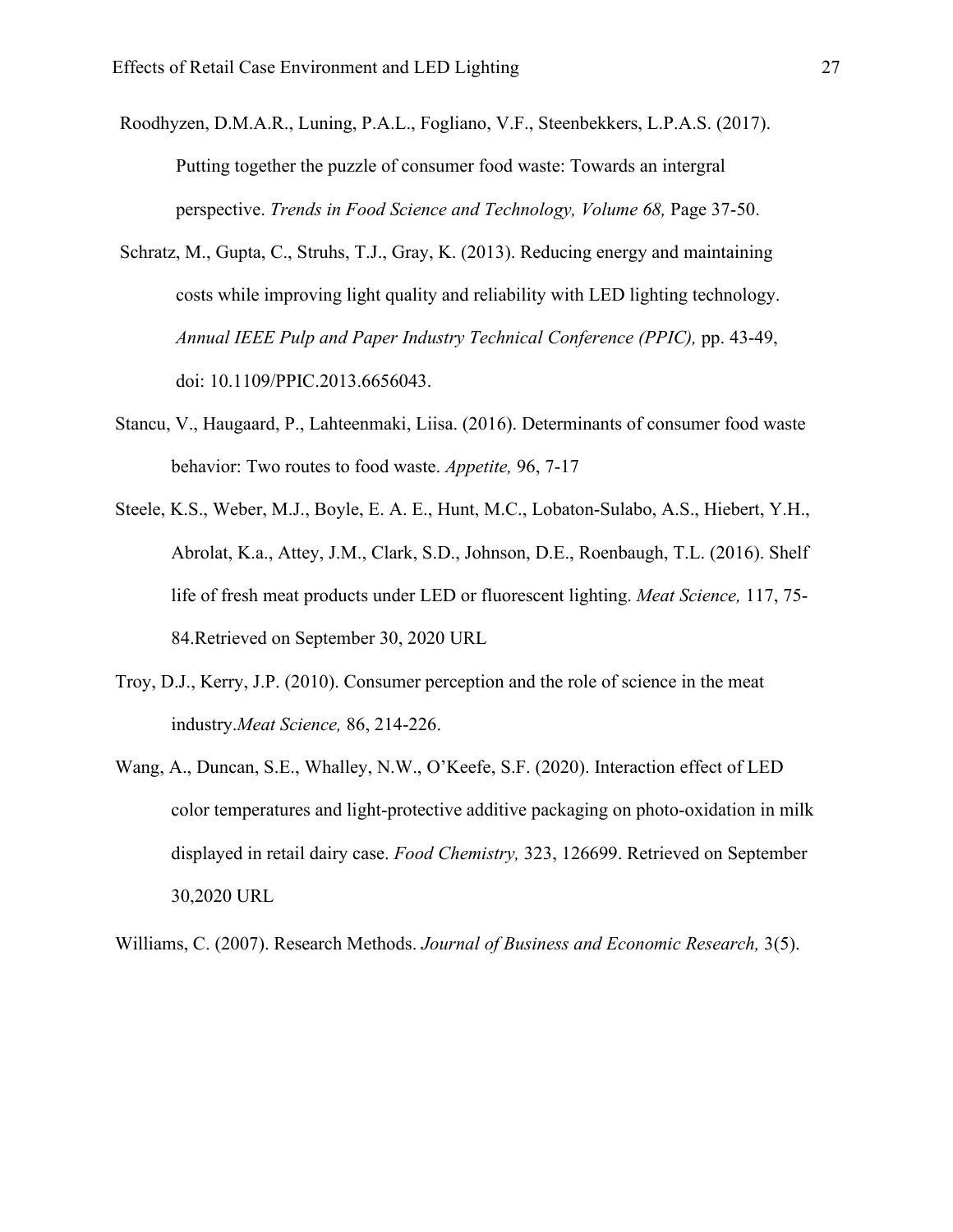Roodhyzen, D.M.A.R., Luning, P.A.L., Fogliano, V.F., Steenbekkers, L.P.A.S. (2017). Putting together the puzzle of consumer food waste: Towards an intergral perspective. *Trends in Food Science and Technology, Volume 68,* Page 37-50.

Schratz, M., Gupta, C., Struhs, T.J., Gray, K. (2013). Reducing energy and maintaining costs while improving light quality and reliability with LED lighting technology. *Annual IEEE Pulp and Paper Industry Technical Conference (PPIC),* pp. 43-49, doi: 10.1109/PPIC.2013.6656043.

Stancu, V., Haugaard, P., Lahteenmaki, Liisa. (2016). Determinants of consumer food waste behavior: Two routes to food waste. *Appetite,* 96, 7-17

Steele, K.S., Weber, M.J., Boyle, E. A. E., Hunt, M.C., Lobaton-Sulabo, A.S., Hiebert, Y.H., Abrolat, K.a., Attey, J.M., Clark, S.D., Johnson, D.E., Roenbaugh, T.L. (2016). Shelf life of fresh meat products under LED or fluorescent lighting. *Meat Science,* 117, 75-84.Retrieved on September 30, 2020 URL

Troy, D.J., Kerry, J.P. (2010). Consumer perception and the role of science in the meat industry.*Meat Science,* 86, 214-226.

Wang, A., Duncan, S.E., Whalley, N.W., O'Keefe, S.F. (2020). Interaction effect of LED color temperatures and light-protective additive packaging on photo-oxidation in milk displayed in retail dairy case. *Food Chemistry,* 323, 126699. Retrieved on September 30,2020 URL

Williams, C. (2007). Research Methods. *Journal of Business and Economic Research,* 3(5).